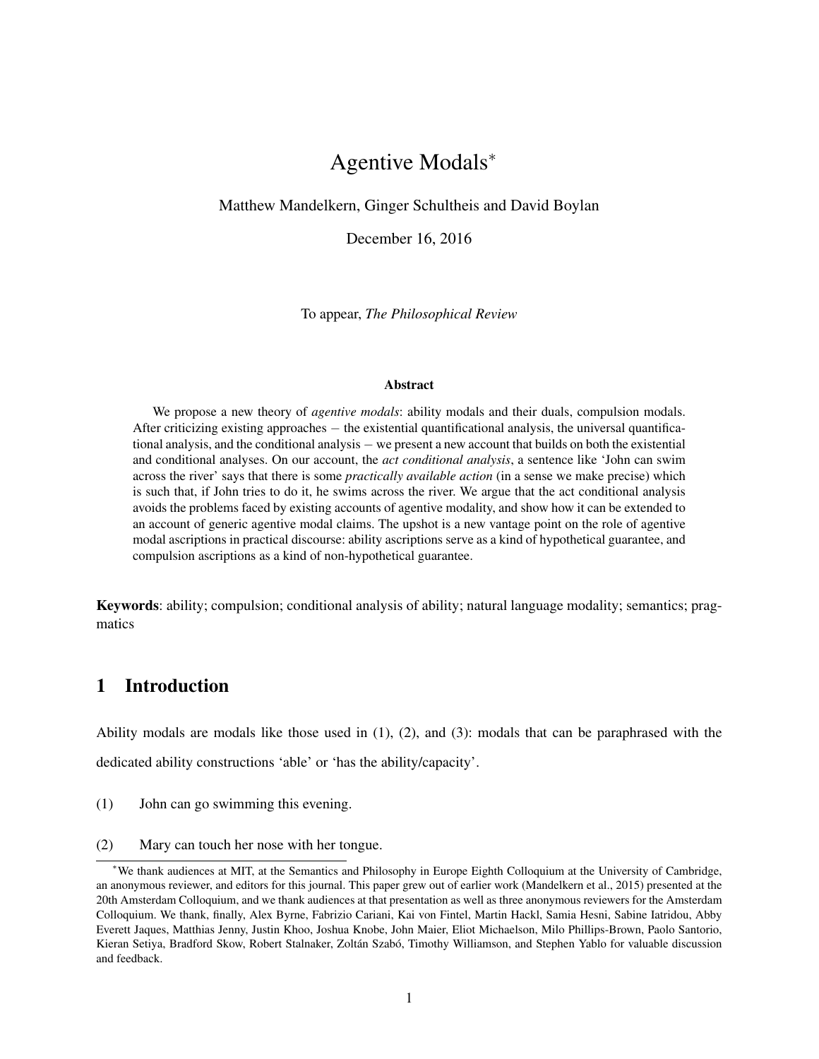# Agentive Modals[*]

Matthew Mandelkern, Ginger Schultheis and David Boylan

December 16, 2016

To appear, *The Philosophical Review*

### Abstract

We propose a new theory of *agentive modals*: ability modals and their duals, compulsion modals. After criticizing existing approaches − the existential quantificational analysis, the universal quantificational analysis, and the conditional analysis − we present a new account that builds on both the existential and conditional analyses. On our account, the *act conditional analysis*, a sentence like 'John can swim across the river' says that there is some *practically available action* (in a sense we make precise) which is such that, if John tries to do it, he swims across the river. We argue that the act conditional analysis avoids the problems faced by existing accounts of agentive modality, and show how it can be extended to an account of generic agentive modal claims. The upshot is a new vantage point on the role of agentive modal ascriptions in practical discourse: ability ascriptions serve as a kind of hypothetical guarantee, and compulsion ascriptions as a kind of non-hypothetical guarantee.

**Keywords**: ability; compulsion; conditional analysis of ability; natural language modality; semantics; pragmatics

## 1 Introduction

Ability modals are modals like those used in (1), (2), and (3): modals that can be paraphrased with the dedicated ability constructions 'able' or 'has the ability/capacity'.

(1) John can go swimming this evening.

(2) Mary can touch her nose with her tongue.

[*]We thank audiences at MIT, at the Semantics and Philosophy in Europe Eighth Colloquium at the University of Cambridge, an anonymous reviewer, and editors for this journal. This paper grew out of earlier work (Mandelkern et al., 2015) presented at the 20th Amsterdam Colloquium, and we thank audiences at that presentation as well as three anonymous reviewers for the Amsterdam Colloquium. We thank, finally, Alex Byrne, Fabrizio Cariani, Kai von Fintel, Martin Hackl, Samia Hesni, Sabine Iatridou, Abby Everett Jaques, Matthias Jenny, Justin Khoo, Joshua Knobe, John Maier, Eliot Michaelson, Milo Phillips-Brown, Paolo Santorio, Kieran Setiya, Bradford Skow, Robert Stalnaker, Zoltán Szabó, Timothy Williamson, and Stephen Yablo for valuable discussion and feedback.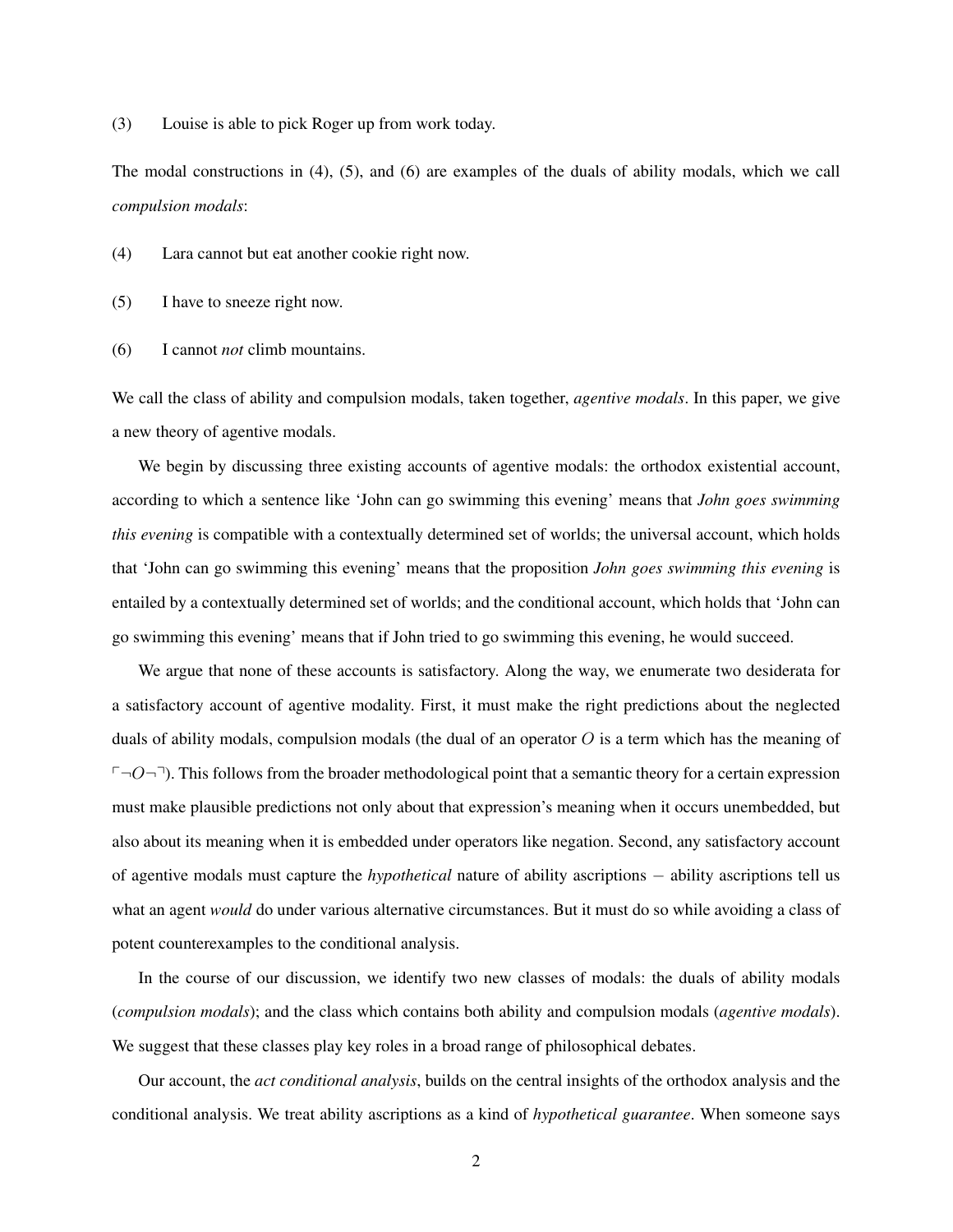(3) Louise is able to pick Roger up from work today.

The modal constructions in (4), (5), and (6) are examples of the duals of ability modals, which we call *compulsion modals*:

(4) Lara cannot but eat another cookie right now.

(5) I have to sneeze right now.

(6) I cannot *not* climb mountains.

We call the class of ability and compulsion modals, taken together, *agentive modals*. In this paper, we give a new theory of agentive modals.

We begin by discussing three existing accounts of agentive modals: the orthodox existential account, according to which a sentence like 'John can go swimming this evening' means that *John goes swimming this evening* is compatible with a contextually determined set of worlds; the universal account, which holds that 'John can go swimming this evening' means that the proposition *John goes swimming this evening* is entailed by a contextually determined set of worlds; and the conditional account, which holds that 'John can go swimming this evening' means that if John tried to go swimming this evening, he would succeed.

We argue that none of these accounts is satisfactory. Along the way, we enumerate two desiderata for a satisfactory account of agentive modality. First, it must make the right predictions about the neglected duals of ability modals, compulsion modals (the dual of an operator $O$ is a term which has the meaning of $\ulcorner \neg O \neg \urcorner$). This follows from the broader methodological point that a semantic theory for a certain expression must make plausible predictions not only about that expression's meaning when it occurs unembedded, but also about its meaning when it is embedded under operators like negation. Second, any satisfactory account of agentive modals must capture the *hypothetical* nature of ability ascriptions – ability ascriptions tell us what an agent *would* do under various alternative circumstances. But it must do so while avoiding a class of potent counterexamples to the conditional analysis.

In the course of our discussion, we identify two new classes of modals: the duals of ability modals (*compulsion modals*); and the class which contains both ability and compulsion modals (*agentive modals*). We suggest that these classes play key roles in a broad range of philosophical debates.

Our account, the *act conditional analysis*, builds on the central insights of the orthodox analysis and the conditional analysis. We treat ability ascriptions as a kind of *hypothetical guarantee*. When someone says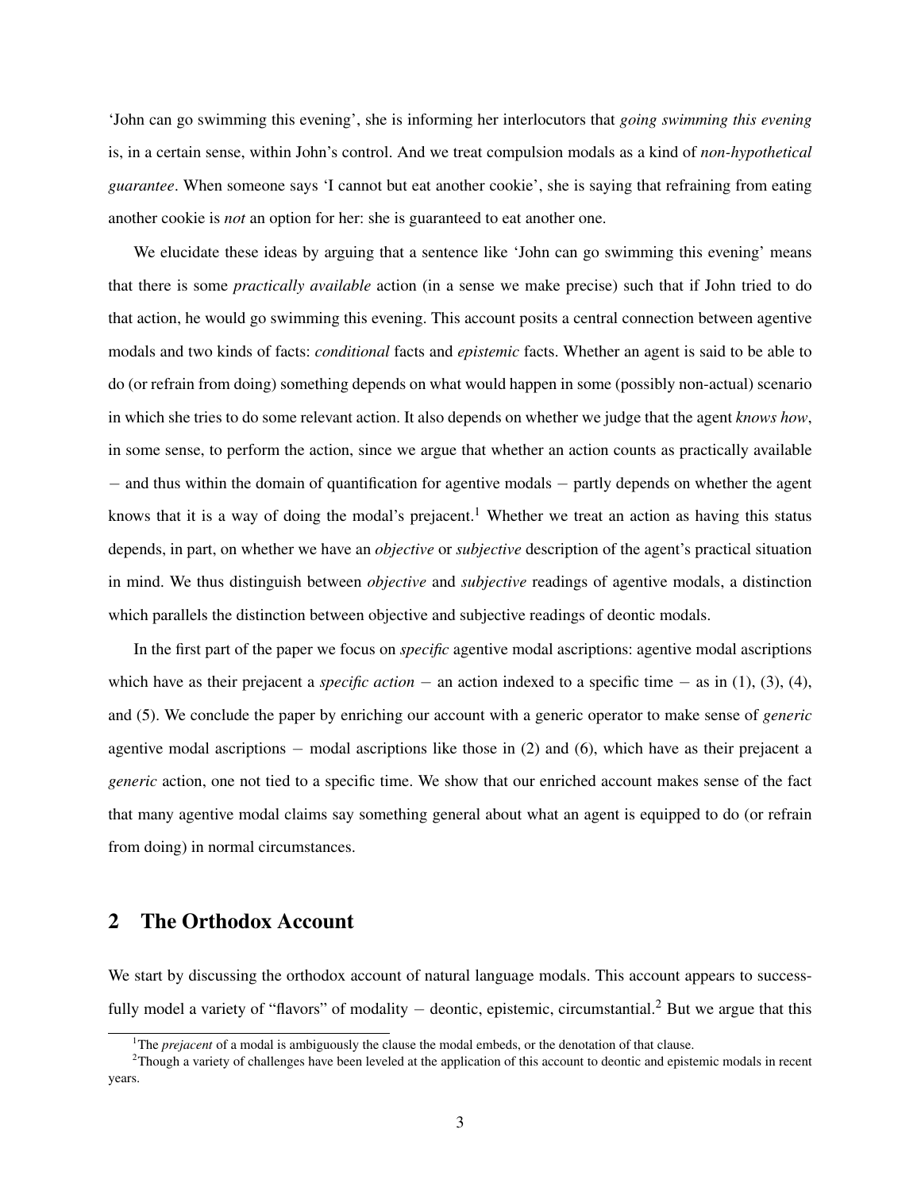'John can go swimming this evening', she is informing her interlocutors that *going swimming this evening* is, in a certain sense, within John's control. And we treat compulsion modals as a kind of *non-hypothetical guarantee*. When someone says 'I cannot but eat another cookie', she is saying that refraining from eating another cookie is *not* an option for her: she is guaranteed to eat another one.

We elucidate these ideas by arguing that a sentence like 'John can go swimming this evening' means that there is some *practically available* action (in a sense we make precise) such that if John tried to do that action, he would go swimming this evening. This account posits a central connection between agentive modals and two kinds of facts: *conditional* facts and *epistemic* facts. Whether an agent is said to be able to do (or refrain from doing) something depends on what would happen in some (possibly non-actual) scenario in which she tries to do some relevant action. It also depends on whether we judge that the agent *knows how*, in some sense, to perform the action, since we argue that whether an action counts as practically available − and thus within the domain of quantification for agentive modals − partly depends on whether the agent knows that it is a way of doing the modal's prejacent.[1] Whether we treat an action as having this status depends, in part, on whether we have an *objective* or *subjective* description of the agent's practical situation in mind. We thus distinguish between *objective* and *subjective* readings of agentive modals, a distinction which parallels the distinction between objective and subjective readings of deontic modals.

In the first part of the paper we focus on *specific* agentive modal ascriptions: agentive modal ascriptions which have as their prejacent a *specific action* − an action indexed to a specific time − as in (1), (3), (4), and (5). We conclude the paper by enriching our account with a generic operator to make sense of *generic* agentive modal ascriptions − modal ascriptions like those in (2) and (6), which have as their prejacent a *generic* action, one not tied to a specific time. We show that our enriched account makes sense of the fact that many agentive modal claims say something general about what an agent is equipped to do (or refrain from doing) in normal circumstances.

## 2 The Orthodox Account

We start by discussing the orthodox account of natural language modals. This account appears to successfully model a variety of "flavors" of modality − deontic, epistemic, circumstantial.[2] But we argue that this

[1] The *prejacent* of a modal is ambiguously the clause the modal embeds, or the denotation of that clause.

[2] Though a variety of challenges have been leveled at the application of this account to deontic and epistemic modals in recent years.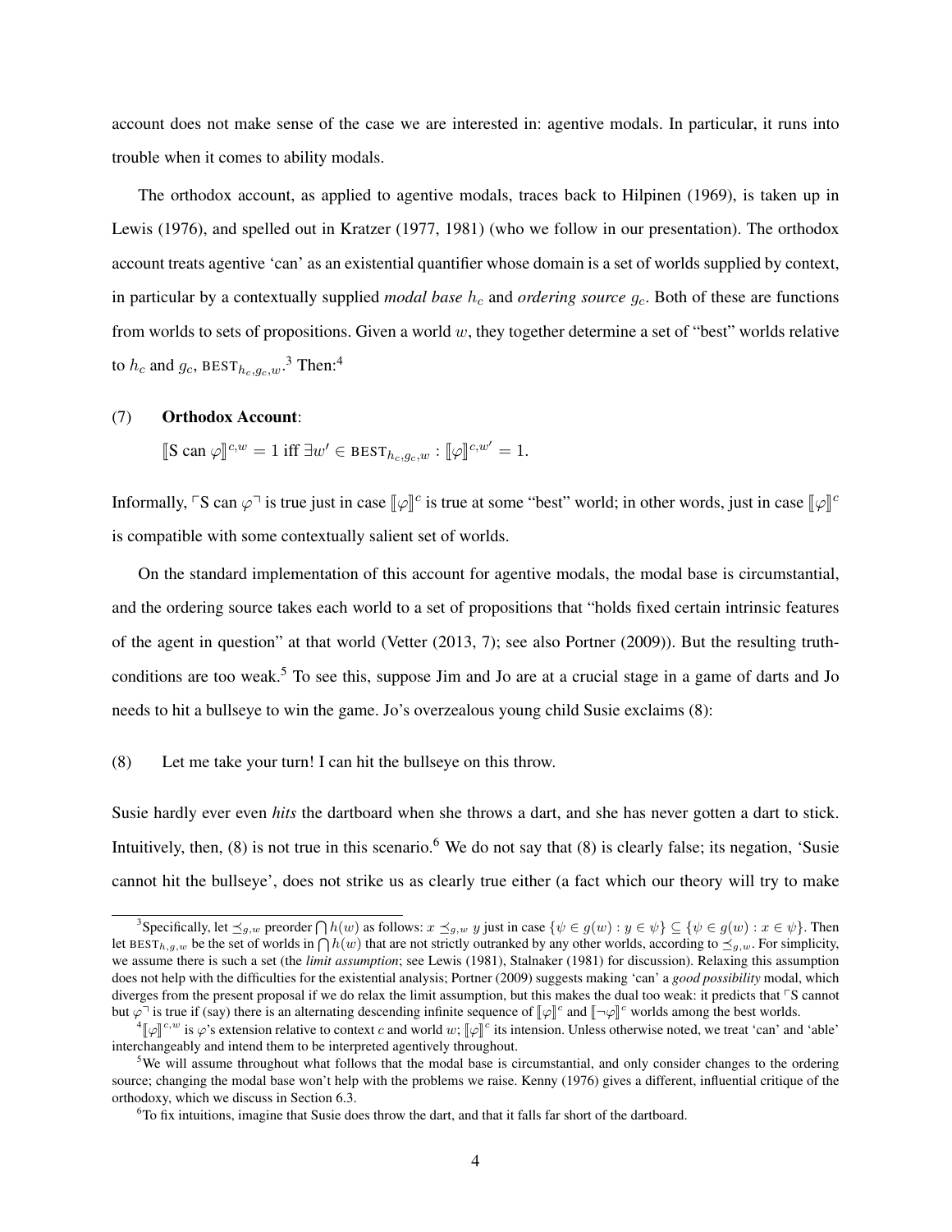account does not make sense of the case we are interested in: agentive modals. In particular, it runs into trouble when it comes to ability modals.

The orthodox account, as applied to agentive modals, traces back to Hilpinen (1969), is taken up in Lewis (1976), and spelled out in Kratzer (1977, 1981) (who we follow in our presentation). The orthodox account treats agentive 'can' as an existential quantifier whose domain is a set of worlds supplied by context, in particular by a contextually supplied *modal base* $h_c$ and *ordering source* $g_c$. Both of these are functions from worlds to sets of propositions. Given a world $w$, they together determine a set of "best" worlds relative to $h_c$ and $g_c$, $\text{BEST}_{h_c,g_c,w}$.[3] Then:[4]

(7) **Orthodox Account**:

$$[\![\text{S can } \varphi]\!]^{c,w} = 1 \text{ iff } \exists w' \in \text{BEST}_{h_c,g_c,w} : [\![\varphi]\!]^{c,w'} = 1.$$

Informally, ⌜S can $\varphi$⌝ is true just in case $[\![\varphi]\!]^c$ is true at some "best" world; in other words, just in case $[\![\varphi]\!]^c$ is compatible with some contextually salient set of worlds.

On the standard implementation of this account for agentive modals, the modal base is circumstantial, and the ordering source takes each world to a set of propositions that "holds fixed certain intrinsic features of the agent in question" at that world (Vetter (2013, 7); see also Portner (2009)). But the resulting truth-conditions are too weak.[5] To see this, suppose Jim and Jo are at a crucial stage in a game of darts and Jo needs to hit a bullseye to win the game. Jo's overzealous young child Susie exclaims (8):

(8) Let me take your turn! I can hit the bullseye on this throw.

Susie hardly ever even *hits* the dartboard when she throws a dart, and she has never gotten a dart to stick. Intuitively, then, (8) is not true in this scenario.[6] We do not say that (8) is clearly false; its negation, 'Susie cannot hit the bullseye', does not strike us as clearly true either (a fact which our theory will try to make

---

[3] Specifically, let $\preceq_{g,w}$ preorder $\bigcap h(w)$ as follows: $x \preceq_{g,w} y$ just in case $\{\psi \in g(w) : y \in \psi\} \subseteq \{\psi \in g(w) : x \in \psi\}$. Then let $\text{BEST}_{h,g,w}$ be the set of worlds in $\bigcap h(w)$ that are not strictly outranked by any other worlds, according to $\preceq_{g,w}$. For simplicity, we assume there is such a set (the *limit assumption*; see Lewis (1981), Stalnaker (1981) for discussion). Relaxing this assumption does not help with the difficulties for the existential analysis; Portner (2009) suggests making 'can' a *good possibility* modal, which diverges from the present proposal if we do relax the limit assumption, but this makes the dual too weak: it predicts that ⌜S cannot but $\varphi$⌝ is true if (say) there is an alternating descending infinite sequence of $[\![\varphi]\!]^c$ and $[\![\neg\varphi]\!]^c$ worlds among the best worlds.

[4] $[\![\varphi]\!]^{c,w}$ is $\varphi$'s extension relative to context $c$ and world $w$; $[\![\varphi]\!]^c$ its intension. Unless otherwise noted, we treat 'can' and 'able' interchangeably and intend them to be interpreted agentively throughout.

[5] We will assume throughout what follows that the modal base is circumstantial, and only consider changes to the ordering source; changing the modal base won't help with the problems we raise. Kenny (1976) gives a different, influential critique of the orthodoxy, which we discuss in Section 6.3.

[6] To fix intuitions, imagine that Susie does throw the dart, and that it falls far short of the dartboard.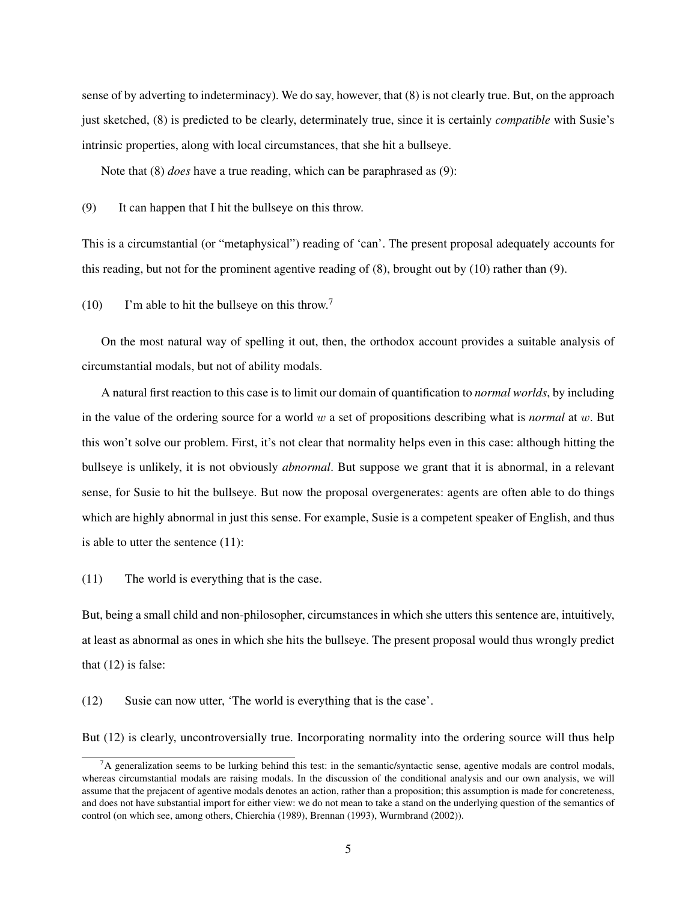sense of by adverting to indeterminacy). We do say, however, that (8) is not clearly true. But, on the approach just sketched, (8) is predicted to be clearly, determinately true, since it is certainly *compatible* with Susie's intrinsic properties, along with local circumstances, that she hit a bullseye.

Note that (8) *does* have a true reading, which can be paraphrased as (9):

(9) It can happen that I hit the bullseye on this throw.

This is a circumstantial (or "metaphysical") reading of 'can'. The present proposal adequately accounts for this reading, but not for the prominent agentive reading of (8), brought out by (10) rather than (9).

(10) I'm able to hit the bullseye on this throw.[7]

On the most natural way of spelling it out, then, the orthodox account provides a suitable analysis of circumstantial modals, but not of ability modals.

A natural first reaction to this case is to limit our domain of quantification to *normal worlds*, by including in the value of the ordering source for a world $w$ a set of propositions describing what is *normal* at $w$. But this won't solve our problem. First, it's not clear that normality helps even in this case: although hitting the bullseye is unlikely, it is not obviously *abnormal*. But suppose we grant that it is abnormal, in a relevant sense, for Susie to hit the bullseye. But now the proposal overgenerates: agents are often able to do things which are highly abnormal in just this sense. For example, Susie is a competent speaker of English, and thus is able to utter the sentence (11):

(11) The world is everything that is the case.

But, being a small child and non-philosopher, circumstances in which she utters this sentence are, intuitively, at least as abnormal as ones in which she hits the bullseye. The present proposal would thus wrongly predict that (12) is false:

(12) Susie can now utter, 'The world is everything that is the case'.

But (12) is clearly, uncontroversially true. Incorporating normality into the ordering source will thus help

---

[7] A generalization seems to be lurking behind this test: in the semantic/syntactic sense, agentive modals are control modals, whereas circumstantial modals are raising modals. In the discussion of the conditional analysis and our own analysis, we will assume that the prejacent of agentive modals denotes an action, rather than a proposition; this assumption is made for concreteness, and does not have substantial import for either view: we do not mean to take a stand on the underlying question of the semantics of control (on which see, among others, Chierchia (1989), Brennan (1993), Wurmbrand (2002)).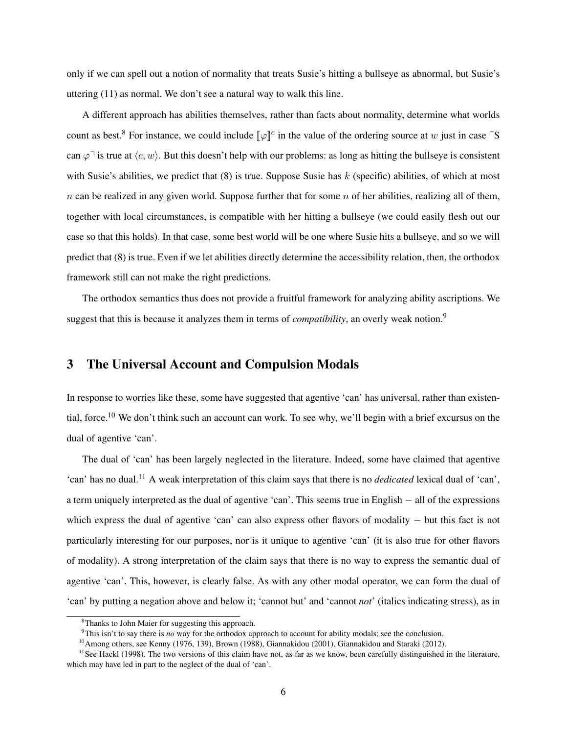only if we can spell out a notion of normality that treats Susie's hitting a bullseye as abnormal, but Susie's uttering (11) as normal. We don't see a natural way to walk this line.

A different approach has abilities themselves, rather than facts about normality, determine what worlds count as best.[8] For instance, we could include $[\![\varphi]\!]^c$ in the value of the ordering source at $w$ just in case ⌜S can $\varphi$⌝ is true at $\langle c, w \rangle$. But this doesn't help with our problems: as long as hitting the bullseye is consistent with Susie's abilities, we predict that (8) is true. Suppose Susie has $k$ (specific) abilities, of which at most $n$ can be realized in any given world. Suppose further that for some $n$ of her abilities, realizing all of them, together with local circumstances, is compatible with her hitting a bullseye (we could easily flesh out our case so that this holds). In that case, some best world will be one where Susie hits a bullseye, and so we will predict that (8) is true. Even if we let abilities directly determine the accessibility relation, then, the orthodox framework still can not make the right predictions.

The orthodox semantics thus does not provide a fruitful framework for analyzing ability ascriptions. We suggest that this is because it analyzes them in terms of *compatibility*, an overly weak notion.[9]

## 3 The Universal Account and Compulsion Modals

In response to worries like these, some have suggested that agentive 'can' has universal, rather than existential, force.[10] We don't think such an account can work. To see why, we'll begin with a brief excursus on the dual of agentive 'can'.

The dual of 'can' has been largely neglected in the literature. Indeed, some have claimed that agentive 'can' has no dual.[11] A weak interpretation of this claim says that there is no *dedicated* lexical dual of 'can', a term uniquely interpreted as the dual of agentive 'can'. This seems true in English − all of the expressions which express the dual of agentive 'can' can also express other flavors of modality − but this fact is not particularly interesting for our purposes, nor is it unique to agentive 'can' (it is also true for other flavors of modality). A strong interpretation of the claim says that there is no way to express the semantic dual of agentive 'can'. This, however, is clearly false. As with any other modal operator, we can form the dual of 'can' by putting a negation above and below it; 'cannot but' and 'cannot *not*' (italics indicating stress), as in

[8] Thanks to John Maier for suggesting this approach.

[9] This isn't to say there is *no* way for the orthodox approach to account for ability modals; see the conclusion.

[10] Among others, see Kenny (1976, 139), Brown (1988), Giannakidou (2001), Giannakidou and Staraki (2012).

[11] See Hackl (1998). The two versions of this claim have not, as far as we know, been carefully distinguished in the literature, which may have led in part to the neglect of the dual of 'can'.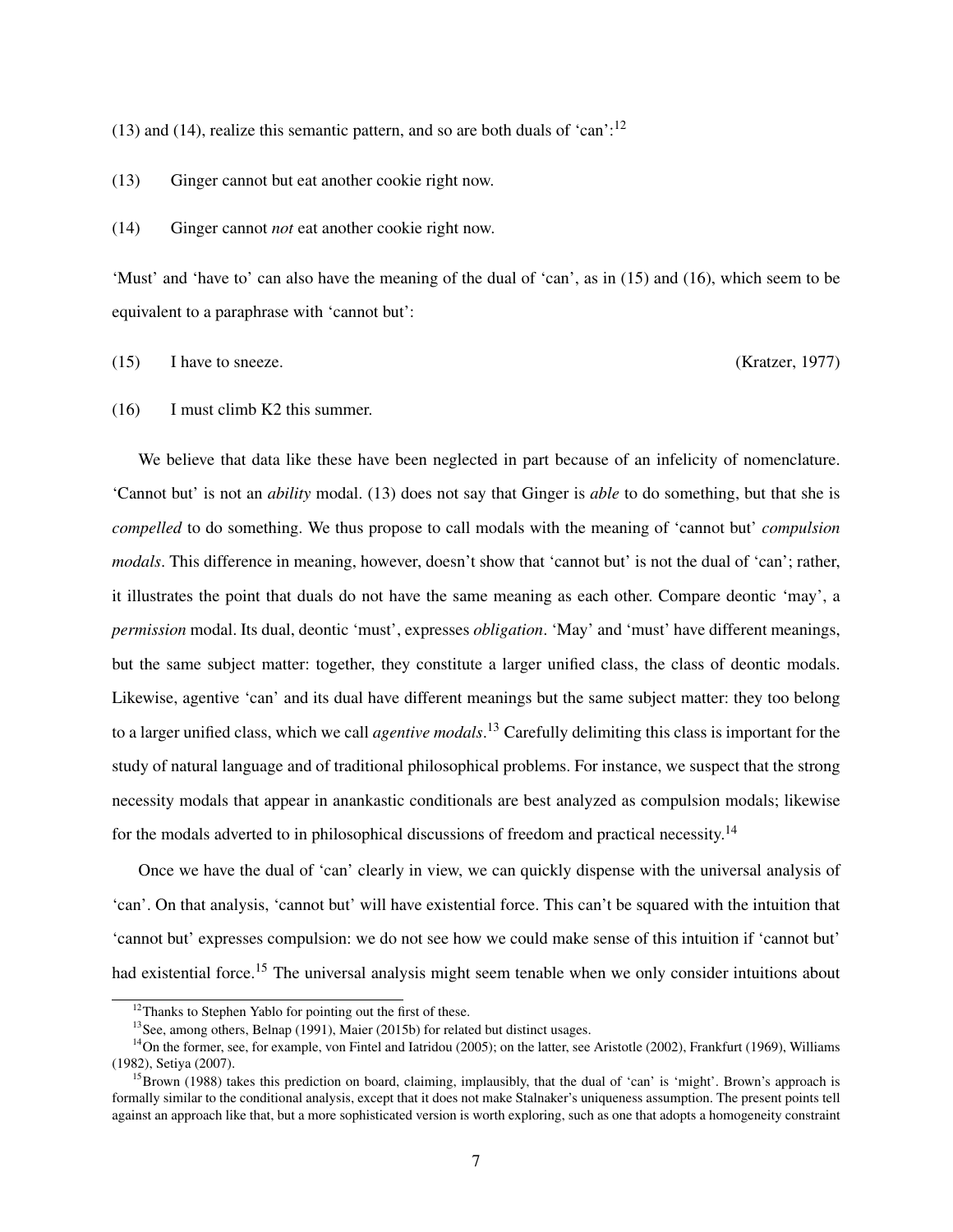(13) and (14), realize this semantic pattern, and so are both duals of 'can':[12]

(13) Ginger cannot but eat another cookie right now.

(14) Ginger cannot *not* eat another cookie right now.

'Must' and 'have to' can also have the meaning of the dual of 'can', as in (15) and (16), which seem to be equivalent to a paraphrase with 'cannot but':

(15) I have to sneeze. (Kratzer, 1977)

(16) I must climb K2 this summer.

We believe that data like these have been neglected in part because of an infelicity of nomenclature. 'Cannot but' is not an *ability* modal. (13) does not say that Ginger is *able* to do something, but that she is *compelled* to do something. We thus propose to call modals with the meaning of 'cannot but' *compulsion modals*. This difference in meaning, however, doesn't show that 'cannot but' is not the dual of 'can'; rather, it illustrates the point that duals do not have the same meaning as each other. Compare deontic 'may', a *permission* modal. Its dual, deontic 'must', expresses *obligation*. 'May' and 'must' have different meanings, but the same subject matter: together, they constitute a larger unified class, the class of deontic modals. Likewise, agentive 'can' and its dual have different meanings but the same subject matter: they too belong to a larger unified class, which we call *agentive modals*.[13] Carefully delimiting this class is important for the study of natural language and of traditional philosophical problems. For instance, we suspect that the strong necessity modals that appear in anankastic conditionals are best analyzed as compulsion modals; likewise for the modals adverted to in philosophical discussions of freedom and practical necessity.[14]

Once we have the dual of 'can' clearly in view, we can quickly dispense with the universal analysis of 'can'. On that analysis, 'cannot but' will have existential force. This can't be squared with the intuition that 'cannot but' expresses compulsion: we do not see how we could make sense of this intuition if 'cannot but' had existential force.[15] The universal analysis might seem tenable when we only consider intuitions about

[12] Thanks to Stephen Yablo for pointing out the first of these.

[13] See, among others, Belnap (1991), Maier (2015b) for related but distinct usages.

[14] On the former, see, for example, von Fintel and Iatridou (2005); on the latter, see Aristotle (2002), Frankfurt (1969), Williams (1982), Setiya (2007).

[15] Brown (1988) takes this prediction on board, claiming, implausibly, that the dual of 'can' is 'might'. Brown's approach is formally similar to the conditional analysis, except that it does not make Stalnaker's uniqueness assumption. The present points tell against an approach like that, but a more sophisticated version is worth exploring, such as one that adopts a homogeneity constraint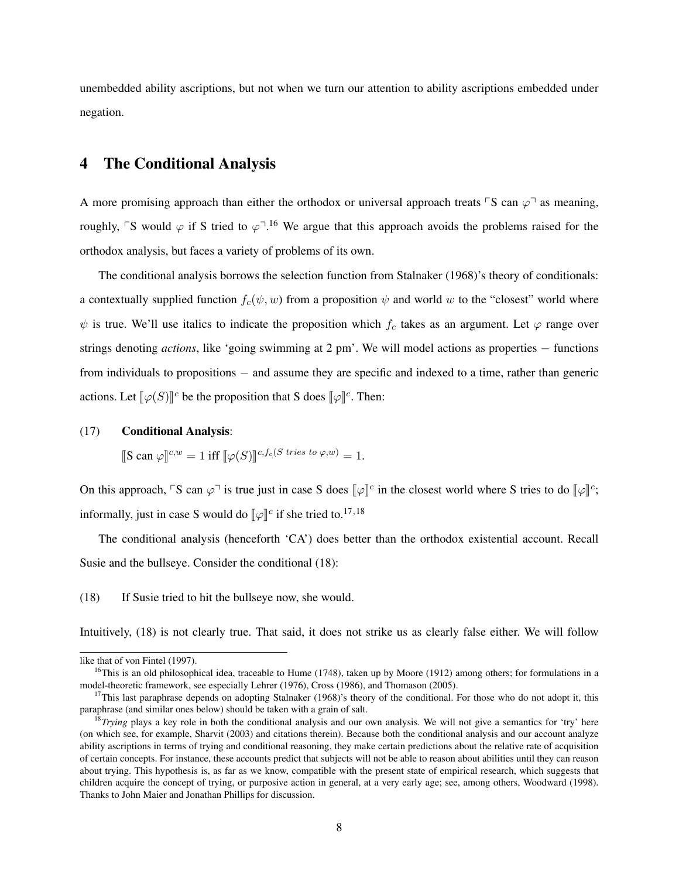unembedded ability ascriptions, but not when we turn our attention to ability ascriptions embedded under negation.

## 4 The Conditional Analysis

A more promising approach than either the orthodox or universal approach treats $\ulcorner$S can $\varphi\urcorner$ as meaning, roughly, $\ulcorner$S would $\varphi$ if S tried to $\varphi\urcorner$.[16] We argue that this approach avoids the problems raised for the orthodox analysis, but faces a variety of problems of its own.

The conditional analysis borrows the selection function from Stalnaker (1968)'s theory of conditionals: a contextually supplied function $f_c(\psi, w)$ from a proposition $\psi$ and world $w$ to the "closest" world where $\psi$ is true. We'll use italics to indicate the proposition which $f_c$ takes as an argument. Let $\varphi$ range over strings denoting *actions*, like 'going swimming at 2 pm'. We will model actions as properties $-$ functions from individuals to propositions $-$ and assume they are specific and indexed to a time, rather than generic actions. Let $[\![\varphi(S)]\!]^c$ be the proposition that S does $[\![\varphi]\!]^c$. Then:

(17) **Conditional Analysis**:

$$[\![\text{S can } \varphi]\!]^{c,w} = 1 \text{ iff } [\![\varphi(S)]\!]^{c, f_c(\textit{S tries to } \varphi, w)} = 1.$$

On this approach, $\ulcorner$S can $\varphi\urcorner$ is true just in case S does $[\![\varphi]\!]^c$ in the closest world where S tries to do $[\![\varphi]\!]^c$; informally, just in case S would do $[\![\varphi]\!]^c$ if she tried to.[17,18]

The conditional analysis (henceforth 'CA') does better than the orthodox existential account. Recall Susie and the bullseye. Consider the conditional (18):

(18) If Susie tried to hit the bullseye now, she would.

Intuitively, (18) is not clearly true. That said, it does not strike us as clearly false either. We will follow

---

like that of von Fintel (1997).

[16] This is an old philosophical idea, traceable to Hume (1748), taken up by Moore (1912) among others; for formulations in a model-theoretic framework, see especially Lehrer (1976), Cross (1986), and Thomason (2005).

[17] This last paraphrase depends on adopting Stalnaker (1968)'s theory of the conditional. For those who do not adopt it, this paraphrase (and similar ones below) should be taken with a grain of salt.

[18] *Trying* plays a key role in both the conditional analysis and our own analysis. We will not give a semantics for 'try' here (on which see, for example, Sharvit (2003) and citations therein). Because both the conditional analysis and our account analyze ability ascriptions in terms of trying and conditional reasoning, they make certain predictions about the relative rate of acquisition of certain concepts. For instance, these accounts predict that subjects will not be able to reason about abilities until they can reason about trying. This hypothesis is, as far as we know, compatible with the present state of empirical research, which suggests that children acquire the concept of trying, or purposive action in general, at a very early age; see, among others, Woodward (1998). Thanks to John Maier and Jonathan Phillips for discussion.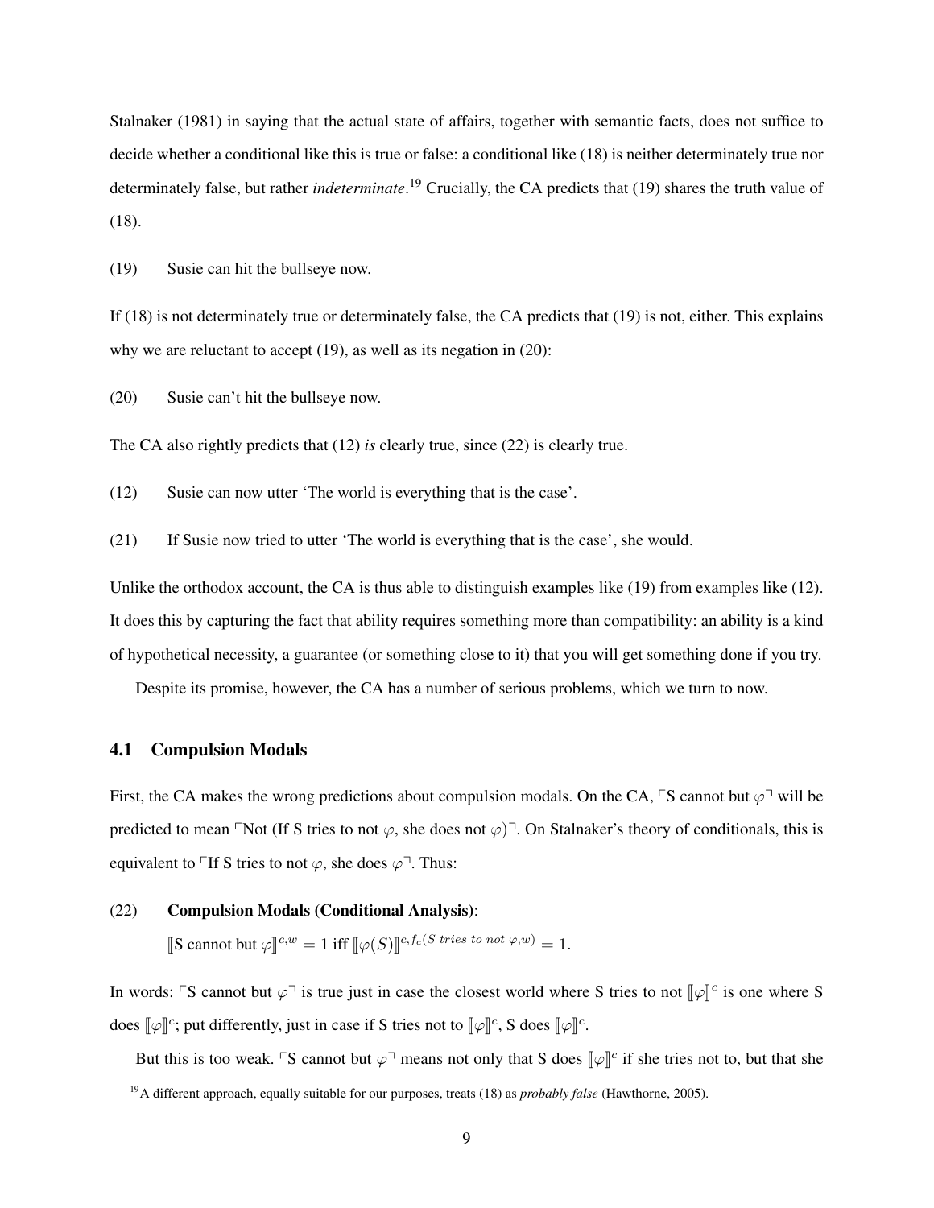Stalnaker (1981) in saying that the actual state of affairs, together with semantic facts, does not suffice to decide whether a conditional like this is true or false: a conditional like (18) is neither determinately true nor determinately false, but rather *indeterminate*.[19] Crucially, the CA predicts that (19) shares the truth value of (18).

(19) Susie can hit the bullseye now.

If (18) is not determinately true or determinately false, the CA predicts that (19) is not, either. This explains why we are reluctant to accept (19), as well as its negation in (20):

(20) Susie can't hit the bullseye now.

The CA also rightly predicts that (12) *is* clearly true, since (22) is clearly true.

(12) Susie can now utter 'The world is everything that is the case'.

(21) If Susie now tried to utter 'The world is everything that is the case', she would.

Unlike the orthodox account, the CA is thus able to distinguish examples like (19) from examples like (12). It does this by capturing the fact that ability requires something more than compatibility: an ability is a kind of hypothetical necessity, a guarantee (or something close to it) that you will get something done if you try.

Despite its promise, however, the CA has a number of serious problems, which we turn to now.

### 4.1 Compulsion Modals

First, the CA makes the wrong predictions about compulsion modals. On the CA, ⌜S cannot but $\varphi$⌝ will be predicted to mean ⌜Not (If S tries to not $\varphi$, she does not $\varphi$)⌝. On Stalnaker's theory of conditionals, this is equivalent to ⌜If S tries to not $\varphi$, she does $\varphi$⌝. Thus:

(22) **Compulsion Modals (Conditional Analysis)**:

$$[\![\text{S cannot but } \varphi]\!]^{c,w} = 1 \text{ iff } [\![\varphi(S)]\!]^{c,f_c(S \text{ tries to not } \varphi,w)} = 1.$$

In words: ⌜S cannot but $\varphi$⌝ is true just in case the closest world where S tries to not $[\![\varphi]\!]^c$ is one where S does $[\![\varphi]\!]^c$; put differently, just in case if S tries not to $[\![\varphi]\!]^c$, S does $[\![\varphi]\!]^c$.

But this is too weak. ⌜S cannot but $\varphi$⌝ means not only that S does $[\![\varphi]\!]^c$ if she tries not to, but that she

[19] A different approach, equally suitable for our purposes, treats (18) as *probably false* (Hawthorne, 2005).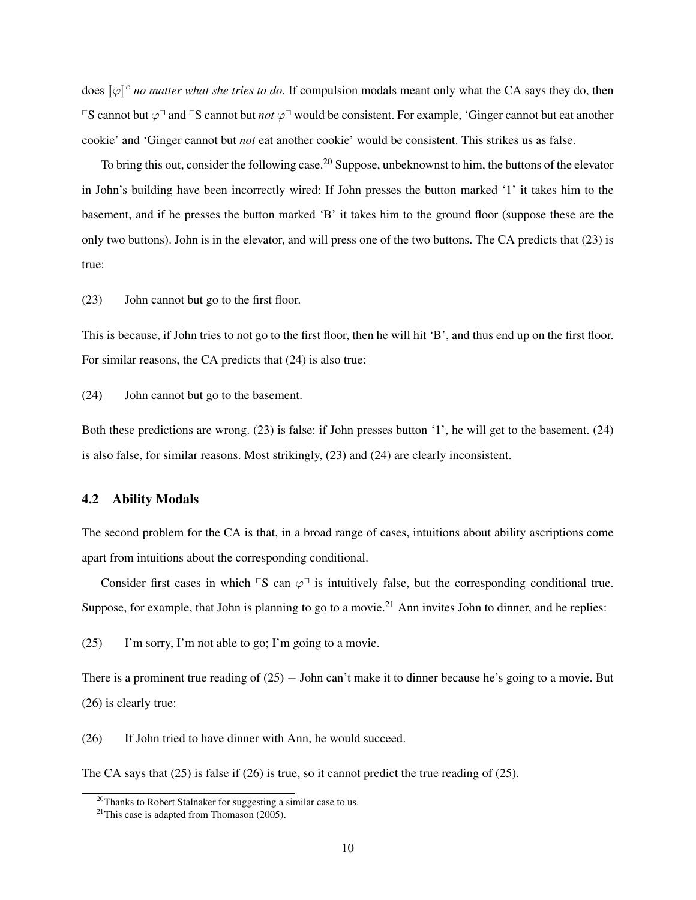does $[\![\varphi]\!]^c$ *no matter what she tries to do*. If compulsion modals meant only what the CA says they do, then $\ulcorner$S cannot but $\varphi\urcorner$ and $\ulcorner$S cannot but *not* $\varphi\urcorner$ would be consistent. For example, 'Ginger cannot but eat another cookie' and 'Ginger cannot but *not* eat another cookie' would be consistent. This strikes us as false.

To bring this out, consider the following case.[20] Suppose, unbeknownst to him, the buttons of the elevator in John's building have been incorrectly wired: If John presses the button marked '1' it takes him to the basement, and if he presses the button marked 'B' it takes him to the ground floor (suppose these are the only two buttons). John is in the elevator, and will press one of the two buttons. The CA predicts that (23) is true:

(23) John cannot but go to the first floor.

This is because, if John tries to not go to the first floor, then he will hit 'B', and thus end up on the first floor. For similar reasons, the CA predicts that (24) is also true:

(24) John cannot but go to the basement.

Both these predictions are wrong. (23) is false: if John presses button '1', he will get to the basement. (24) is also false, for similar reasons. Most strikingly, (23) and (24) are clearly inconsistent.

### 4.2 Ability Modals

The second problem for the CA is that, in a broad range of cases, intuitions about ability ascriptions come apart from intuitions about the corresponding conditional.

Consider first cases in which $\ulcorner$S can $\varphi\urcorner$ is intuitively false, but the corresponding conditional true. Suppose, for example, that John is planning to go to a movie.[21] Ann invites John to dinner, and he replies:

(25) I'm sorry, I'm not able to go; I'm going to a movie.

There is a prominent true reading of (25) $-$ John can't make it to dinner because he's going to a movie. But (26) is clearly true:

(26) If John tried to have dinner with Ann, he would succeed.

The CA says that (25) is false if (26) is true, so it cannot predict the true reading of (25).

[20] Thanks to Robert Stalnaker for suggesting a similar case to us.

[21] This case is adapted from Thomason (2005).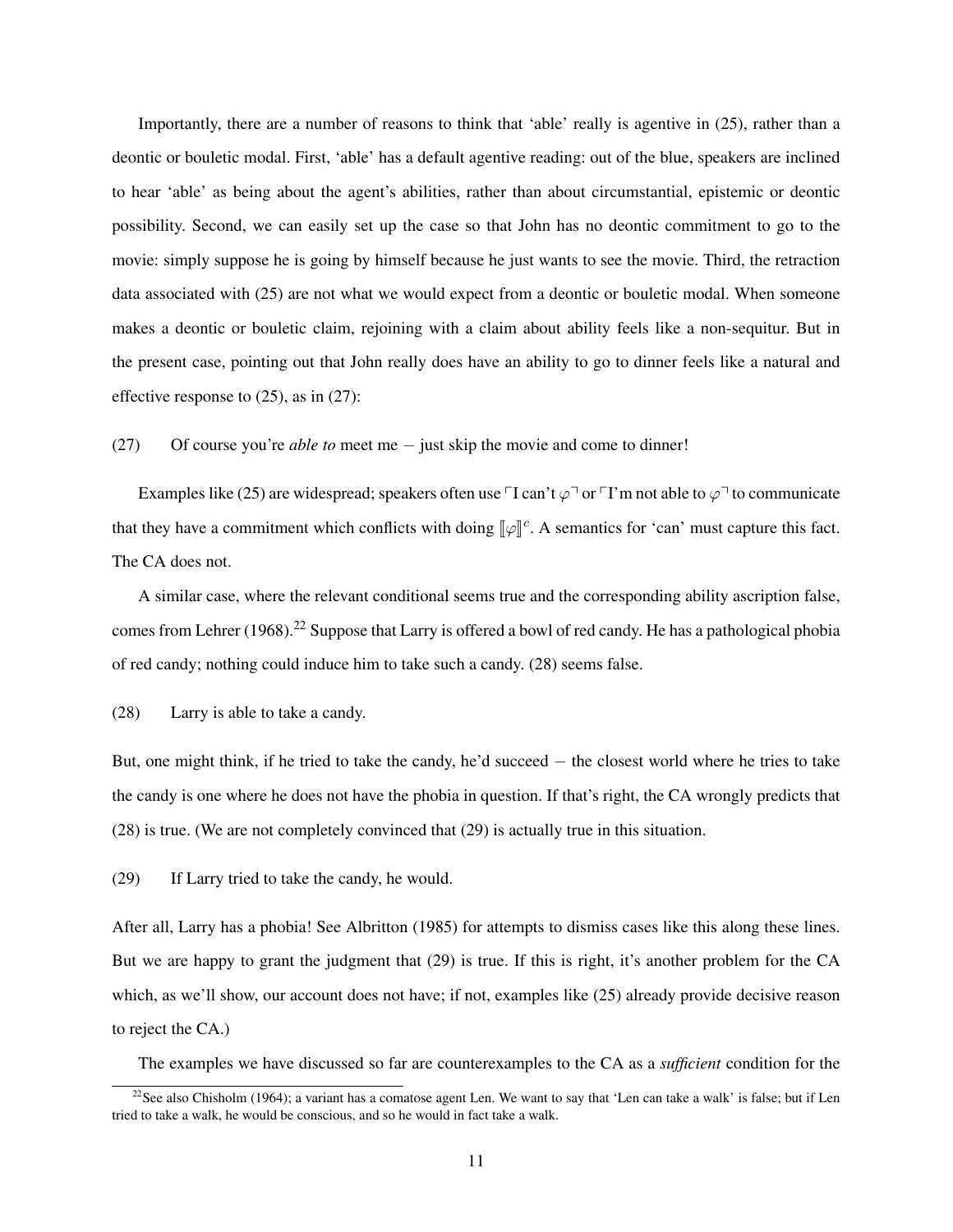Importantly, there are a number of reasons to think that 'able' really is agentive in (25), rather than a deontic or bouletic modal. First, 'able' has a default agentive reading: out of the blue, speakers are inclined to hear 'able' as being about the agent's abilities, rather than about circumstantial, epistemic or deontic possibility. Second, we can easily set up the case so that John has no deontic commitment to go to the movie: simply suppose he is going by himself because he just wants to see the movie. Third, the retraction data associated with (25) are not what we would expect from a deontic or bouletic modal. When someone makes a deontic or bouletic claim, rejoining with a claim about ability feels like a non-sequitur. But in the present case, pointing out that John really does have an ability to go to dinner feels like a natural and effective response to (25), as in (27):

(27) Of course you're *able to* meet me – just skip the movie and come to dinner!

Examples like (25) are widespread; speakers often use ⌜I can't $\varphi$⌝ or ⌜I'm not able to $\varphi$⌝ to communicate that they have a commitment which conflicts with doing $[\![\varphi]\!]^c$. A semantics for 'can' must capture this fact. The CA does not.

A similar case, where the relevant conditional seems true and the corresponding ability ascription false, comes from Lehrer (1968).[22] Suppose that Larry is offered a bowl of red candy. He has a pathological phobia of red candy; nothing could induce him to take such a candy. (28) seems false.

(28) Larry is able to take a candy.

But, one might think, if he tried to take the candy, he'd succeed – the closest world where he tries to take the candy is one where he does not have the phobia in question. If that's right, the CA wrongly predicts that (28) is true. (We are not completely convinced that (29) is actually true in this situation.

(29) If Larry tried to take the candy, he would.

After all, Larry has a phobia! See Albritton (1985) for attempts to dismiss cases like this along these lines. But we are happy to grant the judgment that (29) is true. If this is right, it's another problem for the CA which, as we'll show, our account does not have; if not, examples like (25) already provide decisive reason to reject the CA.)

The examples we have discussed so far are counterexamples to the CA as a *sufficient* condition for the

[22] See also Chisholm (1964); a variant has a comatose agent Len. We want to say that 'Len can take a walk' is false; but if Len tried to take a walk, he would be conscious, and so he would in fact take a walk.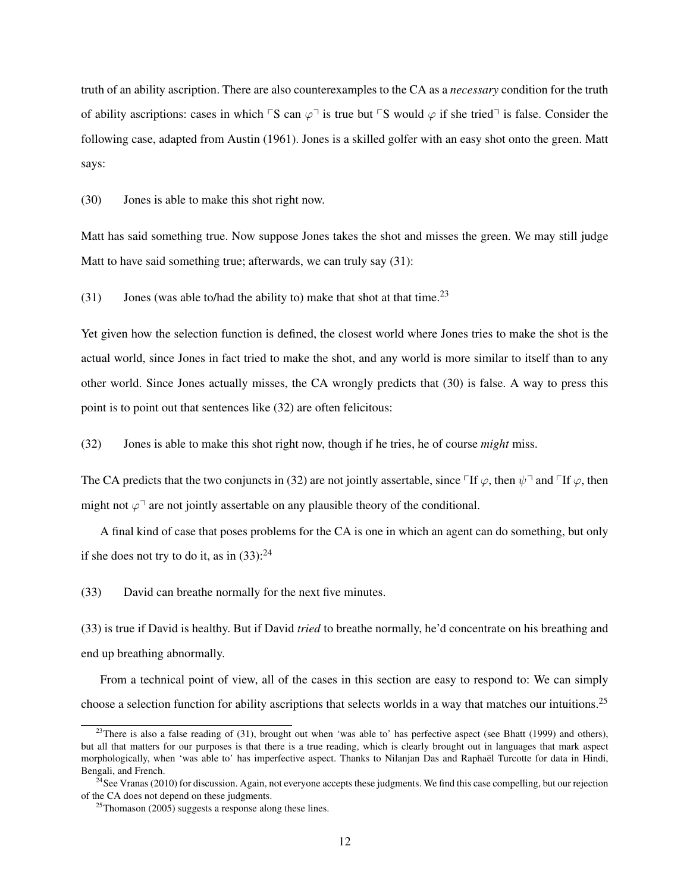truth of an ability ascription. There are also counterexamples to the CA as a *necessary* condition for the truth of ability ascriptions: cases in which $\ulcorner$S can $\varphi\urcorner$ is true but $\ulcorner$S would $\varphi$ if she tried$\urcorner$ is false. Consider the following case, adapted from Austin (1961). Jones is a skilled golfer with an easy shot onto the green. Matt says:

(30) Jones is able to make this shot right now.

Matt has said something true. Now suppose Jones takes the shot and misses the green. We may still judge Matt to have said something true; afterwards, we can truly say (31):

(31) Jones (was able to/had the ability to) make that shot at that time.[23]

Yet given how the selection function is defined, the closest world where Jones tries to make the shot is the actual world, since Jones in fact tried to make the shot, and any world is more similar to itself than to any other world. Since Jones actually misses, the CA wrongly predicts that (30) is false. A way to press this point is to point out that sentences like (32) are often felicitous:

(32) Jones is able to make this shot right now, though if he tries, he of course *might* miss.

The CA predicts that the two conjuncts in (32) are not jointly assertable, since $\ulcorner$If $\varphi$, then $\psi\urcorner$ and $\ulcorner$If $\varphi$, then might not $\varphi\urcorner$ are not jointly assertable on any plausible theory of the conditional.

A final kind of case that poses problems for the CA is one in which an agent can do something, but only if she does not try to do it, as in (33):[24]

(33) David can breathe normally for the next five minutes.

(33) is true if David is healthy. But if David *tried* to breathe normally, he'd concentrate on his breathing and end up breathing abnormally.

From a technical point of view, all of the cases in this section are easy to respond to: We can simply choose a selection function for ability ascriptions that selects worlds in a way that matches our intuitions.[25]

[23]There is also a false reading of (31), brought out when 'was able to' has perfective aspect (see Bhatt (1999) and others), but all that matters for our purposes is that there is a true reading, which is clearly brought out in languages that mark aspect morphologically, when 'was able to' has imperfective aspect. Thanks to Nilanjan Das and Raphaël Turcotte for data in Hindi, Bengali, and French.

[24]See Vranas (2010) for discussion. Again, not everyone accepts these judgments. We find this case compelling, but our rejection of the CA does not depend on these judgments.

[25]Thomason (2005) suggests a response along these lines.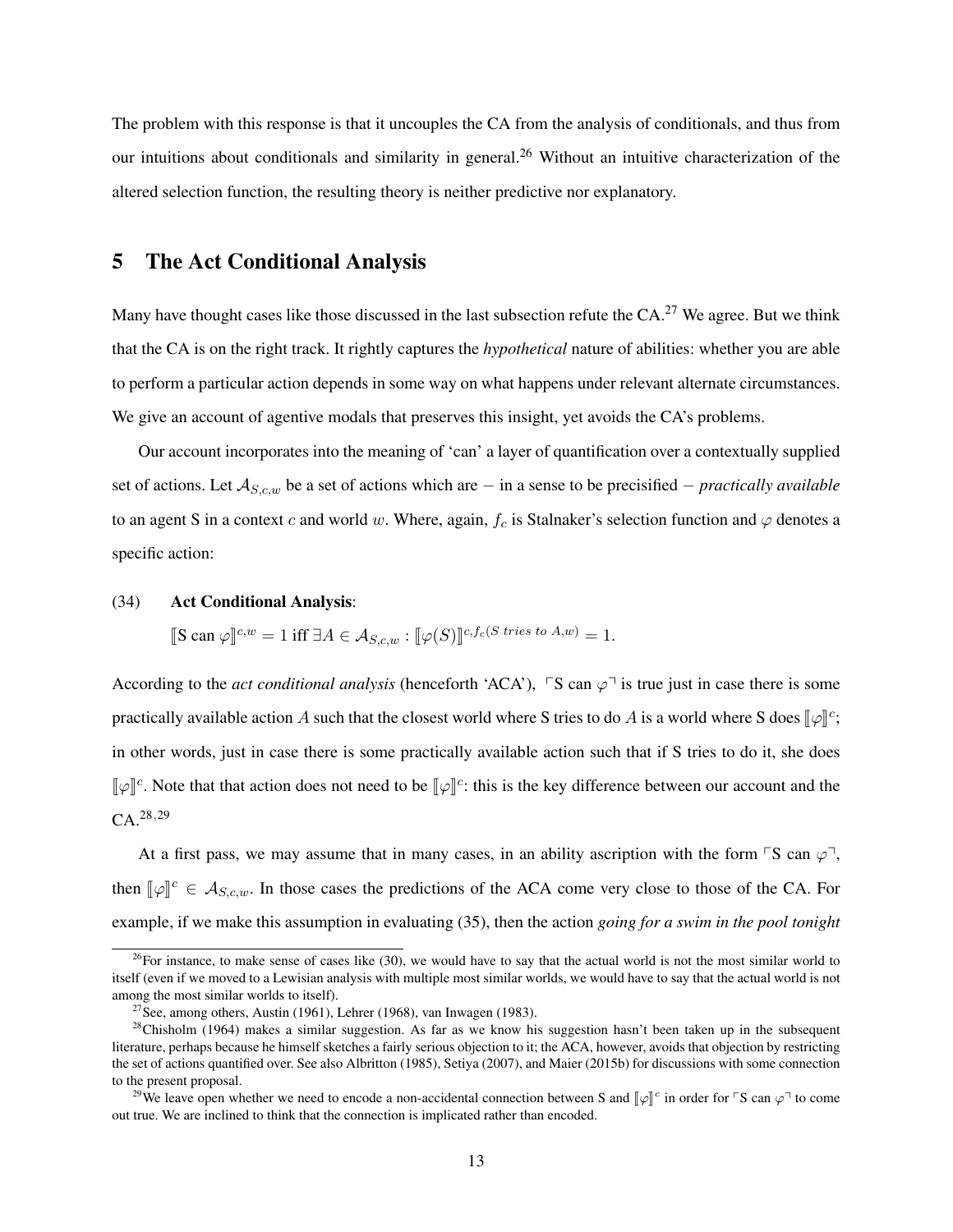The problem with this response is that it uncouples the CA from the analysis of conditionals, and thus from our intuitions about conditionals and similarity in general.[26] Without an intuitive characterization of the altered selection function, the resulting theory is neither predictive nor explanatory.

## 5 The Act Conditional Analysis

Many have thought cases like those discussed in the last subsection refute the CA.[27] We agree. But we think that the CA is on the right track. It rightly captures the *hypothetical* nature of abilities: whether you are able to perform a particular action depends in some way on what happens under relevant alternate circumstances. We give an account of agentive modals that preserves this insight, yet avoids the CA's problems.

Our account incorporates into the meaning of 'can' a layer of quantification over a contextually supplied set of actions. Let $\mathcal{A}_{S,c,w}$ be a set of actions which are − in a sense to be precisified − *practically available* to an agent S in a context $c$ and world $w$. Where, again, $f_c$ is Stalnaker's selection function and $\varphi$ denotes a specific action:

(34) **Act Conditional Analysis**:

$$[\![\text{S can } \varphi]\!]^{c,w} = 1 \text{ iff } \exists A \in \mathcal{A}_{S,c,w} : [\![\varphi(S)]\!]^{c,f_c(S \text{ tries to } A,w)} = 1.$$

According to the *act conditional analysis* (henceforth 'ACA'), ⌜S can $\varphi$⌝ is true just in case there is some practically available action $A$ such that the closest world where S tries to do $A$ is a world where S does $[\![\varphi]\!]^c$; in other words, just in case there is some practically available action such that if S tries to do it, she does $[\![\varphi]\!]^c$. Note that that action does not need to be $[\![\varphi]\!]^c$: this is the key difference between our account and the CA.[28,29]

At a first pass, we may assume that in many cases, in an ability ascription with the form ⌜S can $\varphi$⌝, then $[\![\varphi]\!]^c \in \mathcal{A}_{S,c,w}$. In those cases the predictions of the ACA come very close to those of the CA. For example, if we make this assumption in evaluating (35), then the action *going for a swim in the pool tonight*

[26] For instance, to make sense of cases like (30), we would have to say that the actual world is not the most similar world to itself (even if we moved to a Lewisian analysis with multiple most similar worlds, we would have to say that the actual world is not among the most similar worlds to itself).

[27] See, among others, Austin (1961), Lehrer (1968), van Inwagen (1983).

[28] Chisholm (1964) makes a similar suggestion. As far as we know his suggestion hasn't been taken up in the subsequent literature, perhaps because he himself sketches a fairly serious objection to it; the ACA, however, avoids that objection by restricting the set of actions quantified over. See also Albritton (1985), Setiya (2007), and Maier (2015b) for discussions with some connection to the present proposal.

[29] We leave open whether we need to encode a non-accidental connection between S and $[\![\varphi]\!]^c$ in order for ⌜S can $\varphi$⌝ to come out true. We are inclined to think that the connection is implicated rather than encoded.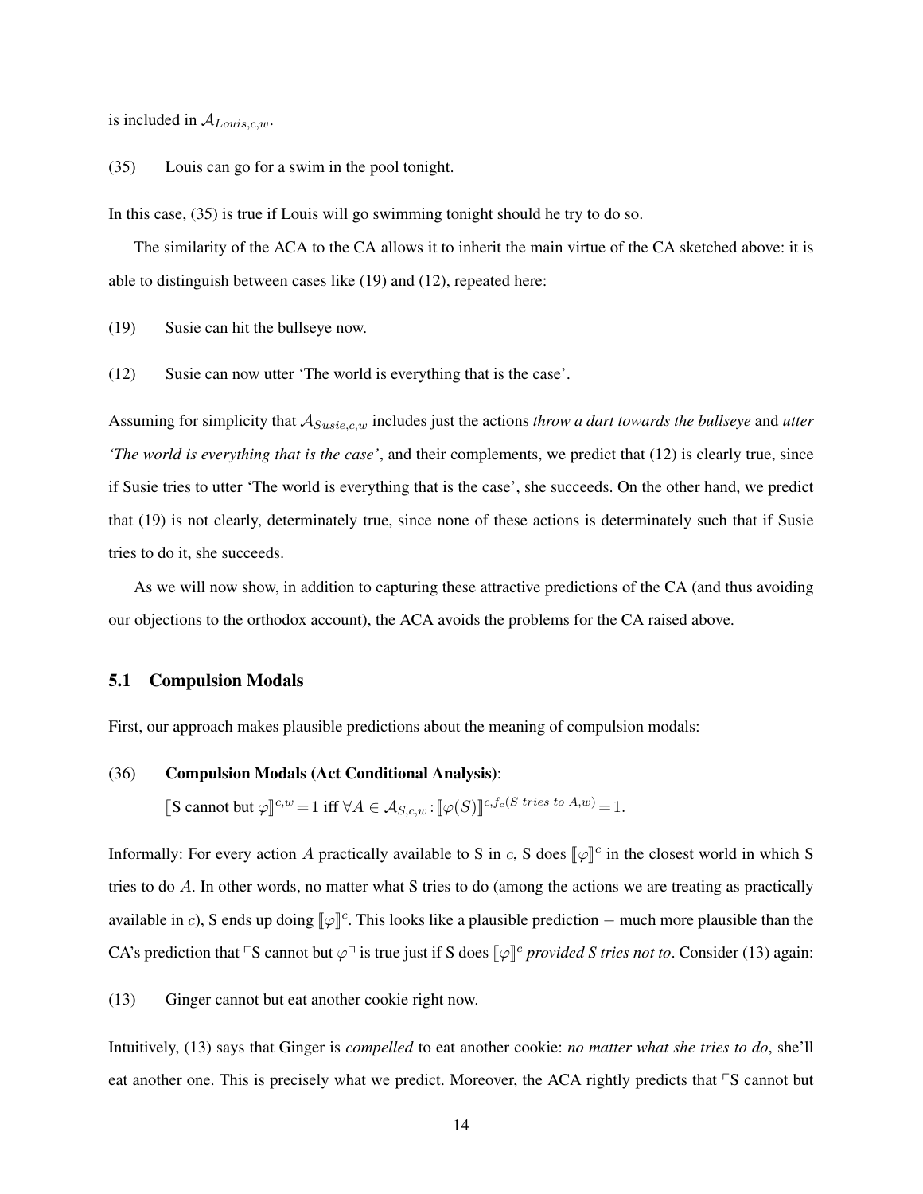is included in $\mathcal{A}_{Louis,c,w}$.

(35) Louis can go for a swim in the pool tonight.

In this case, (35) is true if Louis will go swimming tonight should he try to do so.

The similarity of the ACA to the CA allows it to inherit the main virtue of the CA sketched above: it is able to distinguish between cases like (19) and (12), repeated here:

(19) Susie can hit the bullseye now.

(12) Susie can now utter 'The world is everything that is the case'.

Assuming for simplicity that $\mathcal{A}_{Susie,c,w}$ includes just the actions *throw a dart towards the bullseye* and *utter 'The world is everything that is the case'*, and their complements, we predict that (12) is clearly true, since if Susie tries to utter 'The world is everything that is the case', she succeeds. On the other hand, we predict that (19) is not clearly, determinately true, since none of these actions is determinately such that if Susie tries to do it, she succeeds.

As we will now show, in addition to capturing these attractive predictions of the CA (and thus avoiding our objections to the orthodox account), the ACA avoids the problems for the CA raised above.

### 5.1 Compulsion Modals

First, our approach makes plausible predictions about the meaning of compulsion modals:

(36) **Compulsion Modals (Act Conditional Analysis)**:

$$[\![\text{S cannot but } \varphi]\!]^{c,w} = 1 \text{ iff } \forall A \in \mathcal{A}_{S,c,w} : [\![\varphi(S)]\!]^{c, f_c(S \text{ tries to } A, w)} = 1.$$

Informally: For every action $A$ practically available to S in $c$, S does $[\![\varphi]\!]^c$ in the closest world in which S tries to do $A$. In other words, no matter what S tries to do (among the actions we are treating as practically available in $c$), S ends up doing $[\![\varphi]\!]^c$. This looks like a plausible prediction − much more plausible than the CA's prediction that ⌜S cannot but $\varphi$⌝ is true just if S does $[\![\varphi]\!]^c$ *provided S tries not to*. Consider (13) again:

(13) Ginger cannot but eat another cookie right now.

Intuitively, (13) says that Ginger is *compelled* to eat another cookie: *no matter what she tries to do*, she'll eat another one. This is precisely what we predict. Moreover, the ACA rightly predicts that ⌜S cannot but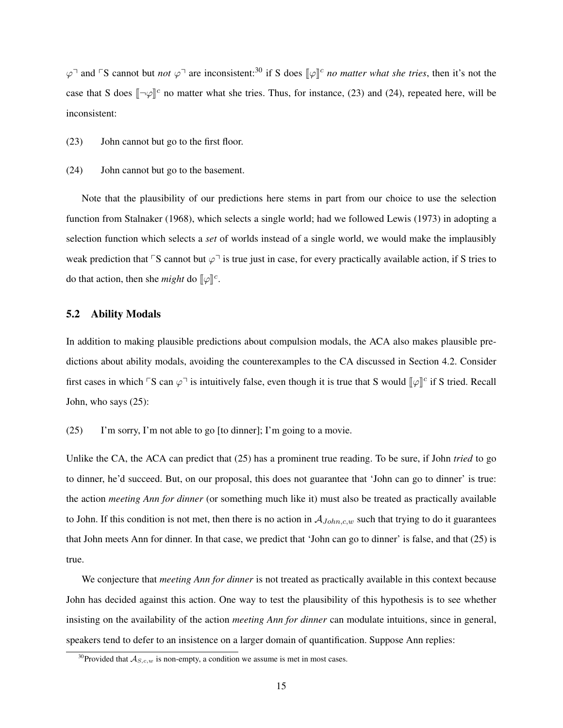$\varphi\urcorner$ and $\ulcorner$S cannot but *not* $\varphi\urcorner$ are inconsistent:[30] if S does $[\![\varphi]\!]^c$ *no matter what she tries*, then it's not the case that S does $[\![\neg\varphi]\!]^c$ no matter what she tries. Thus, for instance, (23) and (24), repeated here, will be inconsistent:

(23) John cannot but go to the first floor.

(24) John cannot but go to the basement.

Note that the plausibility of our predictions here stems in part from our choice to use the selection function from Stalnaker (1968), which selects a single world; had we followed Lewis (1973) in adopting a selection function which selects a *set* of worlds instead of a single world, we would make the implausibly weak prediction that $\ulcorner$S cannot but $\varphi\urcorner$ is true just in case, for every practically available action, if S tries to do that action, then she *might* do $[\![\varphi]\!]^c$.

### 5.2 Ability Modals

In addition to making plausible predictions about compulsion modals, the ACA also makes plausible predictions about ability modals, avoiding the counterexamples to the CA discussed in Section 4.2. Consider first cases in which $\ulcorner$S can $\varphi\urcorner$ is intuitively false, even though it is true that S would $[\![\varphi]\!]^c$ if S tried. Recall John, who says (25):

(25) I'm sorry, I'm not able to go [to dinner]; I'm going to a movie.

Unlike the CA, the ACA can predict that (25) has a prominent true reading. To be sure, if John *tried* to go to dinner, he'd succeed. But, on our proposal, this does not guarantee that 'John can go to dinner' is true: the action *meeting Ann for dinner* (or something much like it) must also be treated as practically available to John. If this condition is not met, then there is no action in $\mathcal{A}_{John,c,w}$ such that trying to do it guarantees that John meets Ann for dinner. In that case, we predict that 'John can go to dinner' is false, and that (25) is true.

We conjecture that *meeting Ann for dinner* is not treated as practically available in this context because John has decided against this action. One way to test the plausibility of this hypothesis is to see whether insisting on the availability of the action *meeting Ann for dinner* can modulate intuitions, since in general, speakers tend to defer to an insistence on a larger domain of quantification. Suppose Ann replies:

[30] Provided that $\mathcal{A}_{S,c,w}$ is non-empty, a condition we assume is met in most cases.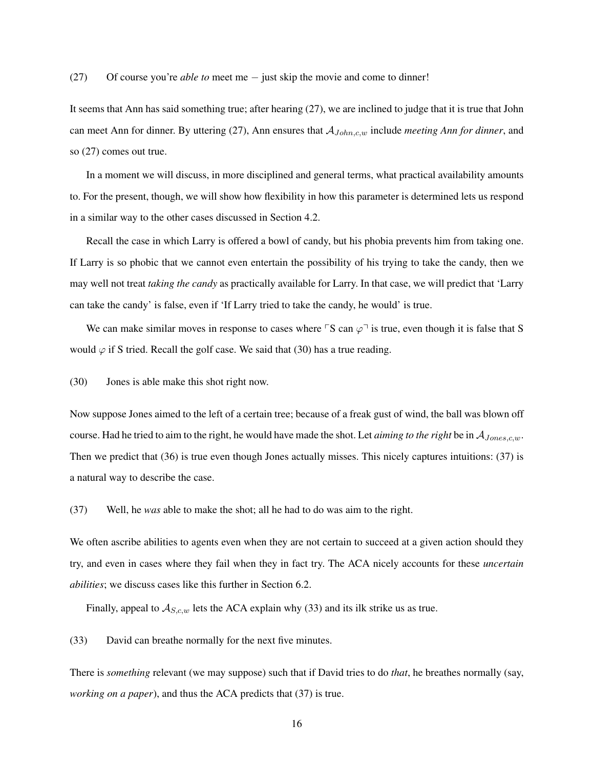(27) Of course you're *able to* meet me − just skip the movie and come to dinner!

It seems that Ann has said something true; after hearing (27), we are inclined to judge that it is true that John can meet Ann for dinner. By uttering (27), Ann ensures that $\mathcal{A}_{John,c,w}$ include *meeting Ann for dinner*, and so (27) comes out true.

In a moment we will discuss, in more disciplined and general terms, what practical availability amounts to. For the present, though, we will show how flexibility in how this parameter is determined lets us respond in a similar way to the other cases discussed in Section 4.2.

Recall the case in which Larry is offered a bowl of candy, but his phobia prevents him from taking one. If Larry is so phobic that we cannot even entertain the possibility of his trying to take the candy, then we may well not treat *taking the candy* as practically available for Larry. In that case, we will predict that 'Larry can take the candy' is false, even if 'If Larry tried to take the candy, he would' is true.

We can make similar moves in response to cases where $\ulcorner$S can $\varphi\urcorner$ is true, even though it is false that S would $\varphi$ if S tried. Recall the golf case. We said that (30) has a true reading.

(30) Jones is able make this shot right now.

Now suppose Jones aimed to the left of a certain tree; because of a freak gust of wind, the ball was blown off course. Had he tried to aim to the right, he would have made the shot. Let *aiming to the right* be in $\mathcal{A}_{Jones,c,w}$. Then we predict that (36) is true even though Jones actually misses. This nicely captures intuitions: (37) is a natural way to describe the case.

(37) Well, he *was* able to make the shot; all he had to do was aim to the right.

We often ascribe abilities to agents even when they are not certain to succeed at a given action should they try, and even in cases where they fail when they in fact try. The ACA nicely accounts for these *uncertain abilities*; we discuss cases like this further in Section 6.2.

Finally, appeal to $\mathcal{A}_{S,c,w}$ lets the ACA explain why (33) and its ilk strike us as true.

(33) David can breathe normally for the next five minutes.

There is *something* relevant (we may suppose) such that if David tries to do *that*, he breathes normally (say, *working on a paper*), and thus the ACA predicts that (37) is true.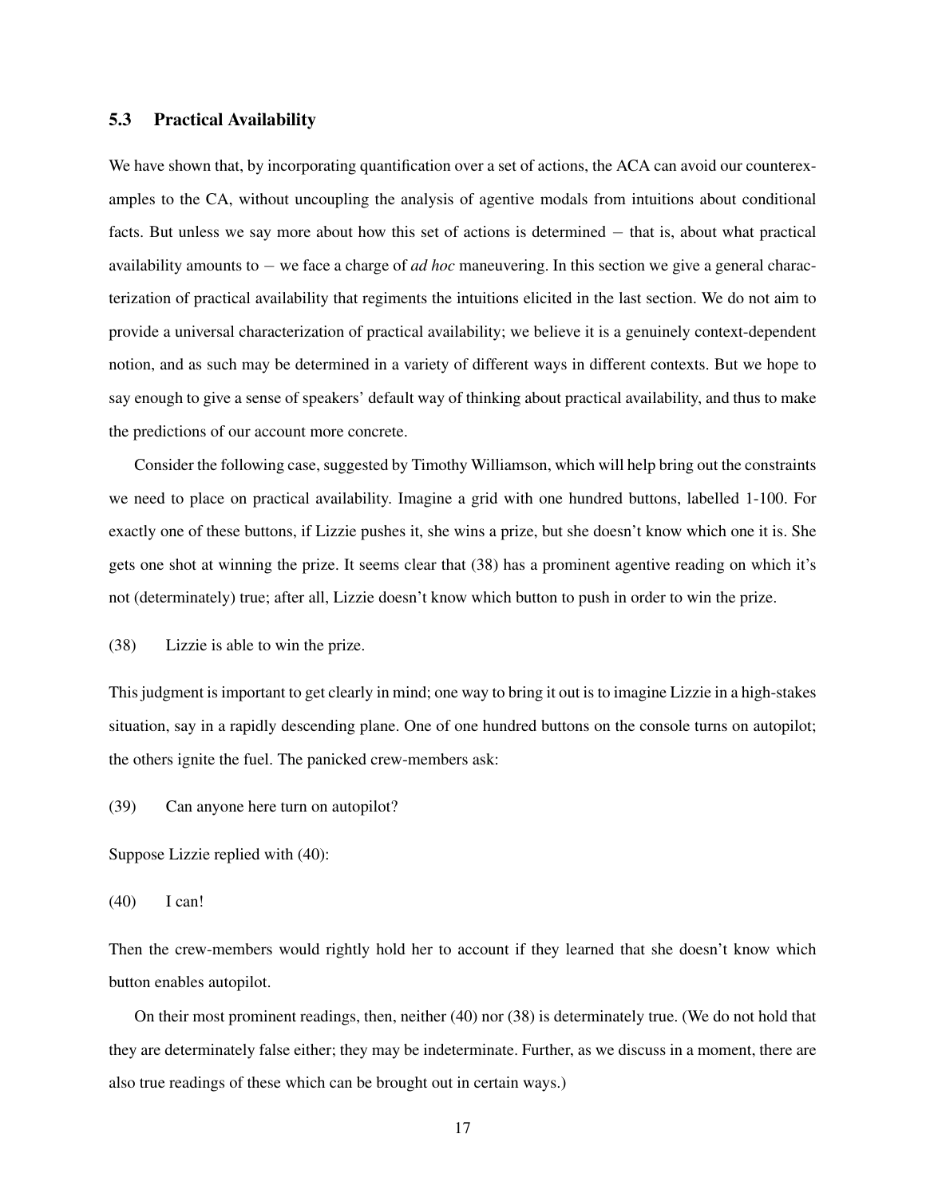### 5.3 Practical Availability

We have shown that, by incorporating quantification over a set of actions, the ACA can avoid our counterexamples to the CA, without uncoupling the analysis of agentive modals from intuitions about conditional facts. But unless we say more about how this set of actions is determined − that is, about what practical availability amounts to − we face a charge of *ad hoc* maneuvering. In this section we give a general characterization of practical availability that regiments the intuitions elicited in the last section. We do not aim to provide a universal characterization of practical availability; we believe it is a genuinely context-dependent notion, and as such may be determined in a variety of different ways in different contexts. But we hope to say enough to give a sense of speakers' default way of thinking about practical availability, and thus to make the predictions of our account more concrete.

Consider the following case, suggested by Timothy Williamson, which will help bring out the constraints we need to place on practical availability. Imagine a grid with one hundred buttons, labelled 1-100. For exactly one of these buttons, if Lizzie pushes it, she wins a prize, but she doesn't know which one it is. She gets one shot at winning the prize. It seems clear that (38) has a prominent agentive reading on which it's not (determinately) true; after all, Lizzie doesn't know which button to push in order to win the prize.

(38) Lizzie is able to win the prize.

This judgment is important to get clearly in mind; one way to bring it out is to imagine Lizzie in a high-stakes situation, say in a rapidly descending plane. One of one hundred buttons on the console turns on autopilot; the others ignite the fuel. The panicked crew-members ask:

(39) Can anyone here turn on autopilot?

Suppose Lizzie replied with (40):

(40) I can!

Then the crew-members would rightly hold her to account if they learned that she doesn't know which button enables autopilot.

On their most prominent readings, then, neither (40) nor (38) is determinately true. (We do not hold that they are determinately false either; they may be indeterminate. Further, as we discuss in a moment, there are also true readings of these which can be brought out in certain ways.)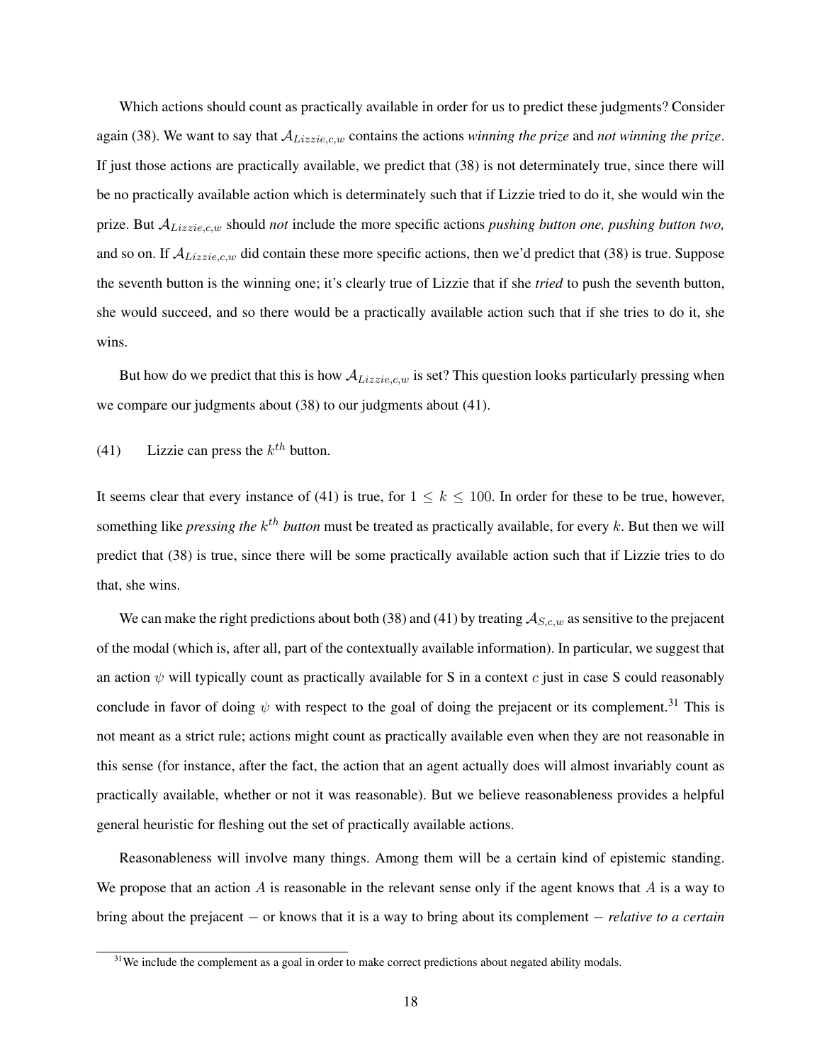Which actions should count as practically available in order for us to predict these judgments? Consider again (38). We want to say that $\mathcal{A}_{Lizzie,c,w}$ contains the actions *winning the prize* and *not winning the prize*. If just those actions are practically available, we predict that (38) is not determinately true, since there will be no practically available action which is determinately such that if Lizzie tried to do it, she would win the prize. But $\mathcal{A}_{Lizzie,c,w}$ should *not* include the more specific actions *pushing button one, pushing button two,* and so on. If $\mathcal{A}_{Lizzie,c,w}$ did contain these more specific actions, then we'd predict that (38) is true. Suppose the seventh button is the winning one; it's clearly true of Lizzie that if she *tried* to push the seventh button, she would succeed, and so there would be a practically available action such that if she tries to do it, she wins.

But how do we predict that this is how $\mathcal{A}_{Lizzie,c,w}$ is set? This question looks particularly pressing when we compare our judgments about (38) to our judgments about (41).

(41) Lizzie can press the $k^{th}$ button.

It seems clear that every instance of (41) is true, for $1 \leq k \leq 100$. In order for these to be true, however, something like *pressing the* $k^{th}$ *button* must be treated as practically available, for every $k$. But then we will predict that (38) is true, since there will be some practically available action such that if Lizzie tries to do that, she wins.

We can make the right predictions about both (38) and (41) by treating $\mathcal{A}_{S,c,w}$ as sensitive to the prejacent of the modal (which is, after all, part of the contextually available information). In particular, we suggest that an action $\psi$ will typically count as practically available for S in a context $c$ just in case S could reasonably conclude in favor of doing $\psi$ with respect to the goal of doing the prejacent or its complement.[31] This is not meant as a strict rule; actions might count as practically available even when they are not reasonable in this sense (for instance, after the fact, the action that an agent actually does will almost invariably count as practically available, whether or not it was reasonable). But we believe reasonableness provides a helpful general heuristic for fleshing out the set of practically available actions.

Reasonableness will involve many things. Among them will be a certain kind of epistemic standing. We propose that an action $A$ is reasonable in the relevant sense only if the agent knows that $A$ is a way to bring about the prejacent − or knows that it is a way to bring about its complement − *relative to a certain*

[31] We include the complement as a goal in order to make correct predictions about negated ability modals.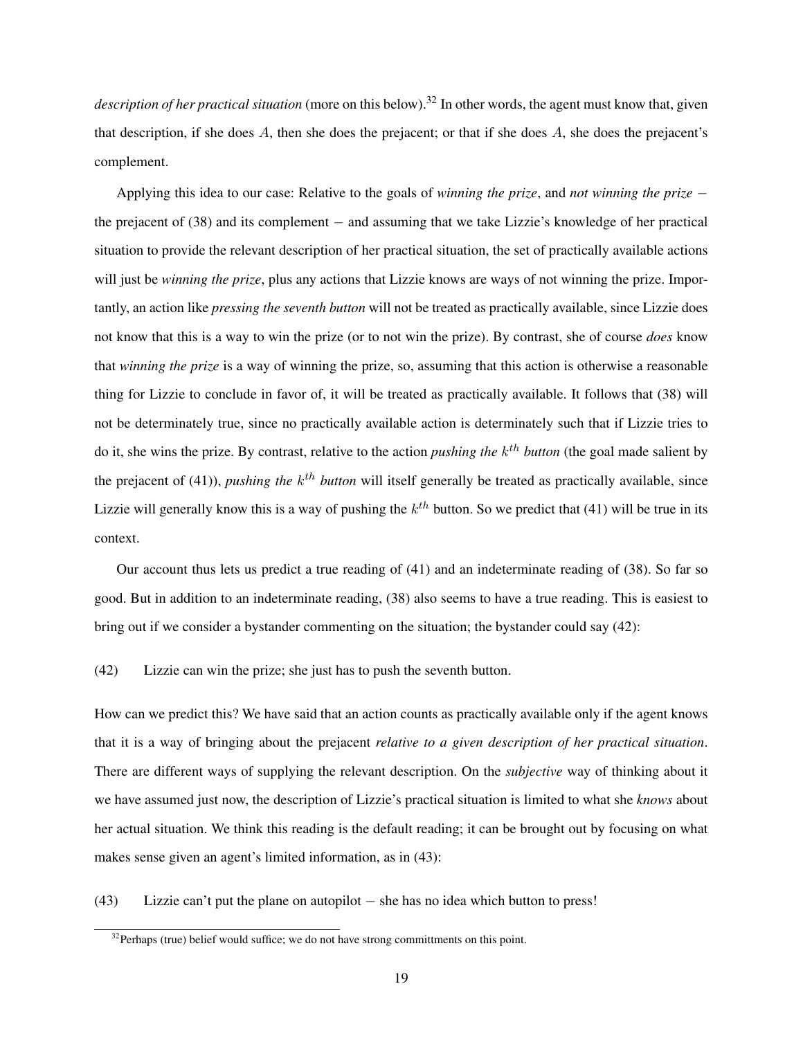*description of her practical situation* (more on this below).[32] In other words, the agent must know that, given that description, if she does $A$, then she does the prejacent; or that if she does $A$, she does the prejacent's complement.

Applying this idea to our case: Relative to the goals of *winning the prize*, and *not winning the prize* − the prejacent of (38) and its complement − and assuming that we take Lizzie's knowledge of her practical situation to provide the relevant description of her practical situation, the set of practically available actions will just be *winning the prize*, plus any actions that Lizzie knows are ways of not winning the prize. Importantly, an action like *pressing the seventh button* will not be treated as practically available, since Lizzie does not know that this is a way to win the prize (or to not win the prize). By contrast, she of course *does* know that *winning the prize* is a way of winning the prize, so, assuming that this action is otherwise a reasonable thing for Lizzie to conclude in favor of, it will be treated as practically available. It follows that (38) will not be determinately true, since no practically available action is determinately such that if Lizzie tries to do it, she wins the prize. By contrast, relative to the action *pushing the $k^{th}$ button* (the goal made salient by the prejacent of (41)), *pushing the $k^{th}$ button* will itself generally be treated as practically available, since Lizzie will generally know this is a way of pushing the $k^{th}$ button. So we predict that (41) will be true in its context.

Our account thus lets us predict a true reading of (41) and an indeterminate reading of (38). So far so good. But in addition to an indeterminate reading, (38) also seems to have a true reading. This is easiest to bring out if we consider a bystander commenting on the situation; the bystander could say (42):

(42) Lizzie can win the prize; she just has to push the seventh button.

How can we predict this? We have said that an action counts as practically available only if the agent knows that it is a way of bringing about the prejacent *relative to a given description of her practical situation*. There are different ways of supplying the relevant description. On the *subjective* way of thinking about it we have assumed just now, the description of Lizzie's practical situation is limited to what she *knows* about her actual situation. We think this reading is the default reading; it can be brought out by focusing on what makes sense given an agent's limited information, as in (43):

(43) Lizzie can't put the plane on autopilot − she has no idea which button to press!

[32] Perhaps (true) belief would suffice; we do not have strong committments on this point.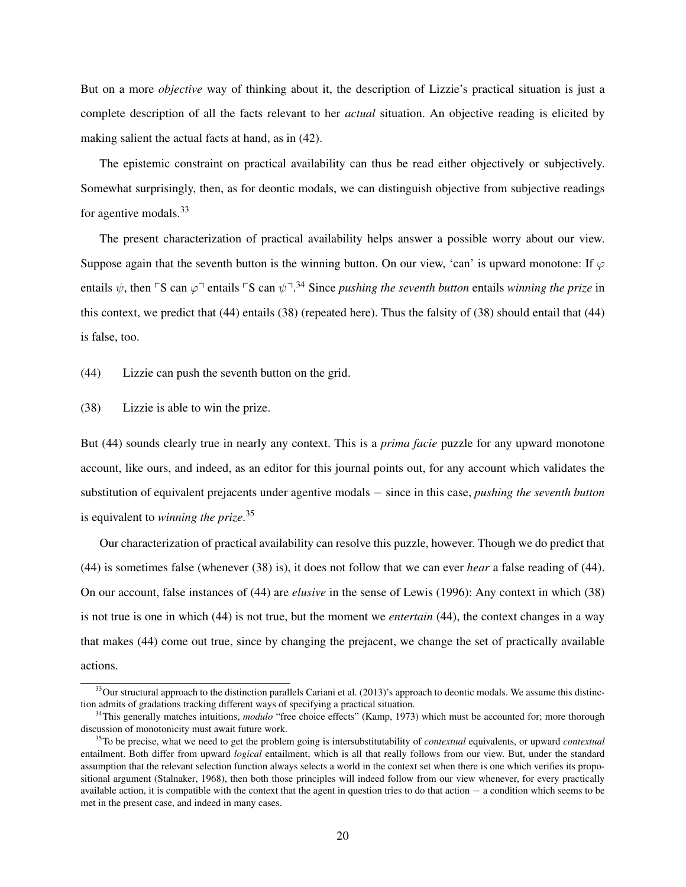But on a more *objective* way of thinking about it, the description of Lizzie's practical situation is just a complete description of all the facts relevant to her *actual* situation. An objective reading is elicited by making salient the actual facts at hand, as in (42).

The epistemic constraint on practical availability can thus be read either objectively or subjectively. Somewhat surprisingly, then, as for deontic modals, we can distinguish objective from subjective readings for agentive modals.[33]

The present characterization of practical availability helps answer a possible worry about our view. Suppose again that the seventh button is the winning button. On our view, 'can' is upward monotone: If $\varphi$ entails $\psi$, then $\ulcorner$S can $\varphi\urcorner$ entails $\ulcorner$S can $\psi\urcorner$.[34] Since *pushing the seventh button* entails *winning the prize* in this context, we predict that (44) entails (38) (repeated here). Thus the falsity of (38) should entail that (44) is false, too.

(44) Lizzie can push the seventh button on the grid.

(38) Lizzie is able to win the prize.

But (44) sounds clearly true in nearly any context. This is a *prima facie* puzzle for any upward monotone account, like ours, and indeed, as an editor for this journal points out, for any account which validates the substitution of equivalent prejacents under agentive modals – since in this case, *pushing the seventh button* is equivalent to *winning the prize*.[35]

Our characterization of practical availability can resolve this puzzle, however. Though we do predict that (44) is sometimes false (whenever (38) is), it does not follow that we can ever *hear* a false reading of (44). On our account, false instances of (44) are *elusive* in the sense of Lewis (1996): Any context in which (38) is not true is one in which (44) is not true, but the moment we *entertain* (44), the context changes in a way that makes (44) come out true, since by changing the prejacent, we change the set of practically available actions.

[33] Our structural approach to the distinction parallels Cariani et al. (2013)'s approach to deontic modals. We assume this distinction admits of gradations tracking different ways of specifying a practical situation.

[34] This generally matches intuitions, *modulo* "free choice effects" (Kamp, 1973) which must be accounted for; more thorough discussion of monotonicity must await future work.

[35] To be precise, what we need to get the problem going is intersubstitutability of *contextual* equivalents, or upward *contextual* entailment. Both differ from upward *logical* entailment, which is all that really follows from our view. But, under the standard assumption that the relevant selection function always selects a world in the context set when there is one which verifies its propositional argument (Stalnaker, 1968), then both those principles will indeed follow from our view whenever, for every practically available action, it is compatible with the context that the agent in question tries to do that action – a condition which seems to be met in the present case, and indeed in many cases.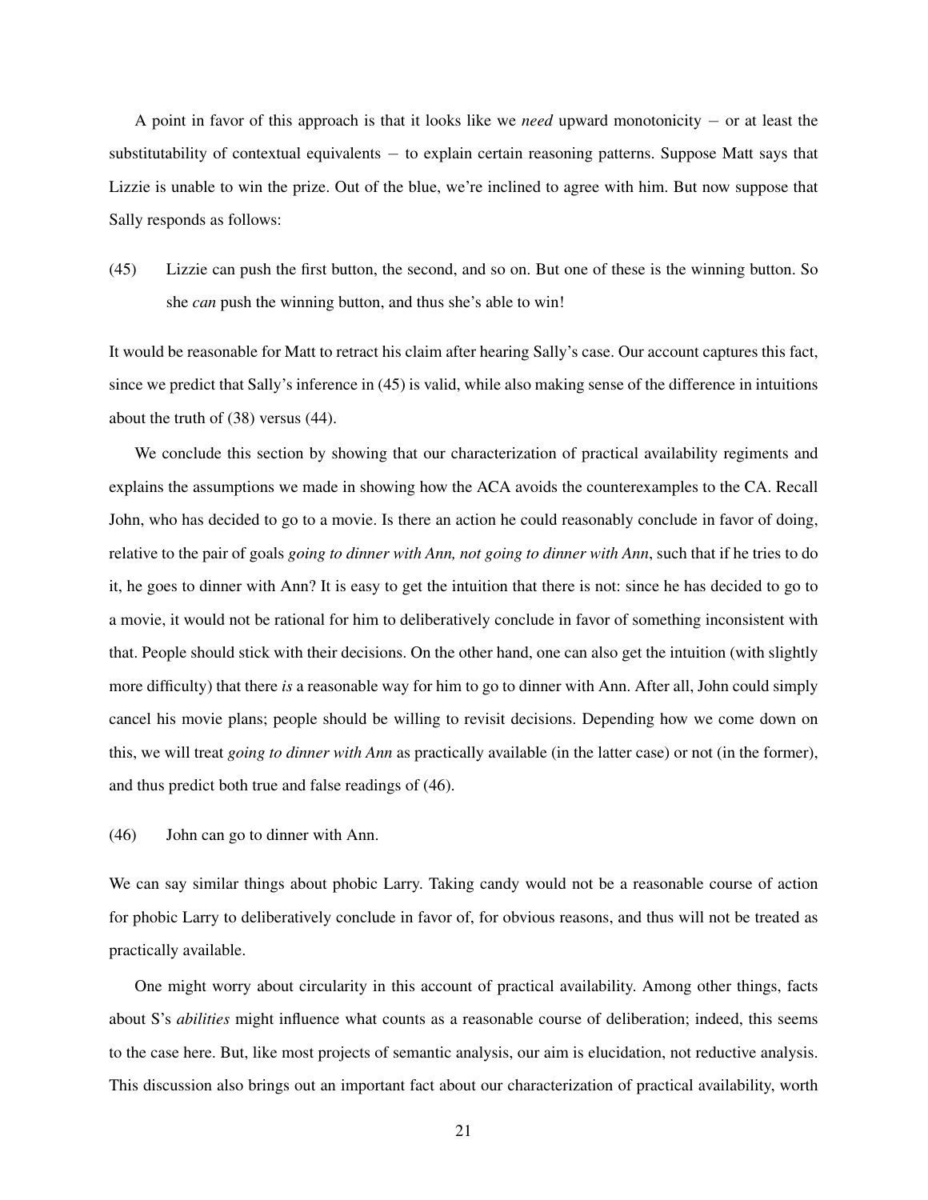A point in favor of this approach is that it looks like we *need* upward monotonicity – or at least the substitutability of contextual equivalents – to explain certain reasoning patterns. Suppose Matt says that Lizzie is unable to win the prize. Out of the blue, we're inclined to agree with him. But now suppose that Sally responds as follows:

(45) Lizzie can push the first button, the second, and so on. But one of these is the winning button. So she *can* push the winning button, and thus she's able to win!

It would be reasonable for Matt to retract his claim after hearing Sally's case. Our account captures this fact, since we predict that Sally's inference in (45) is valid, while also making sense of the difference in intuitions about the truth of (38) versus (44).

We conclude this section by showing that our characterization of practical availability regiments and explains the assumptions we made in showing how the ACA avoids the counterexamples to the CA. Recall John, who has decided to go to a movie. Is there an action he could reasonably conclude in favor of doing, relative to the pair of goals *going to dinner with Ann, not going to dinner with Ann*, such that if he tries to do it, he goes to dinner with Ann? It is easy to get the intuition that there is not: since he has decided to go to a movie, it would not be rational for him to deliberatively conclude in favor of something inconsistent with that. People should stick with their decisions. On the other hand, one can also get the intuition (with slightly more difficulty) that there *is* a reasonable way for him to go to dinner with Ann. After all, John could simply cancel his movie plans; people should be willing to revisit decisions. Depending how we come down on this, we will treat *going to dinner with Ann* as practically available (in the latter case) or not (in the former), and thus predict both true and false readings of (46).

(46) John can go to dinner with Ann.

We can say similar things about phobic Larry. Taking candy would not be a reasonable course of action for phobic Larry to deliberatively conclude in favor of, for obvious reasons, and thus will not be treated as practically available.

One might worry about circularity in this account of practical availability. Among other things, facts about S's *abilities* might influence what counts as a reasonable course of deliberation; indeed, this seems to the case here. But, like most projects of semantic analysis, our aim is elucidation, not reductive analysis. This discussion also brings out an important fact about our characterization of practical availability, worth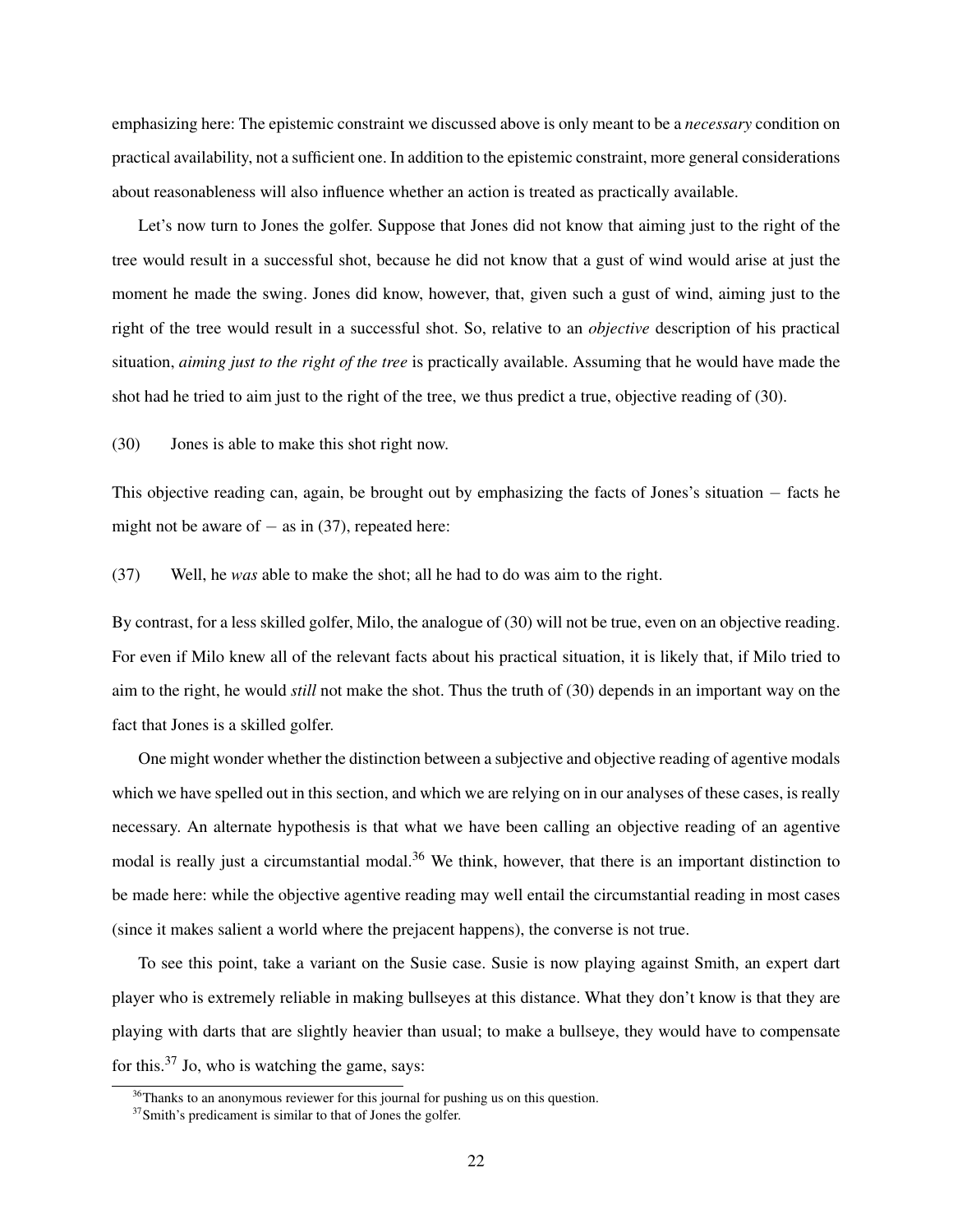emphasizing here: The epistemic constraint we discussed above is only meant to be a *necessary* condition on practical availability, not a sufficient one. In addition to the epistemic constraint, more general considerations about reasonableness will also influence whether an action is treated as practically available.

Let's now turn to Jones the golfer. Suppose that Jones did not know that aiming just to the right of the tree would result in a successful shot, because he did not know that a gust of wind would arise at just the moment he made the swing. Jones did know, however, that, given such a gust of wind, aiming just to the right of the tree would result in a successful shot. So, relative to an *objective* description of his practical situation, *aiming just to the right of the tree* is practically available. Assuming that he would have made the shot had he tried to aim just to the right of the tree, we thus predict a true, objective reading of (30).

(30) Jones is able to make this shot right now.

This objective reading can, again, be brought out by emphasizing the facts of Jones's situation − facts he might not be aware of − as in (37), repeated here:

(37) Well, he *was* able to make the shot; all he had to do was aim to the right.

By contrast, for a less skilled golfer, Milo, the analogue of (30) will not be true, even on an objective reading. For even if Milo knew all of the relevant facts about his practical situation, it is likely that, if Milo tried to aim to the right, he would *still* not make the shot. Thus the truth of (30) depends in an important way on the fact that Jones is a skilled golfer.

One might wonder whether the distinction between a subjective and objective reading of agentive modals which we have spelled out in this section, and which we are relying on in our analyses of these cases, is really necessary. An alternate hypothesis is that what we have been calling an objective reading of an agentive modal is really just a circumstantial modal.[36] We think, however, that there is an important distinction to be made here: while the objective agentive reading may well entail the circumstantial reading in most cases (since it makes salient a world where the prejacent happens), the converse is not true.

To see this point, take a variant on the Susie case. Susie is now playing against Smith, an expert dart player who is extremely reliable in making bullseyes at this distance. What they don't know is that they are playing with darts that are slightly heavier than usual; to make a bullseye, they would have to compensate for this.[37] Jo, who is watching the game, says:

[36] Thanks to an anonymous reviewer for this journal for pushing us on this question.

[37] Smith's predicament is similar to that of Jones the golfer.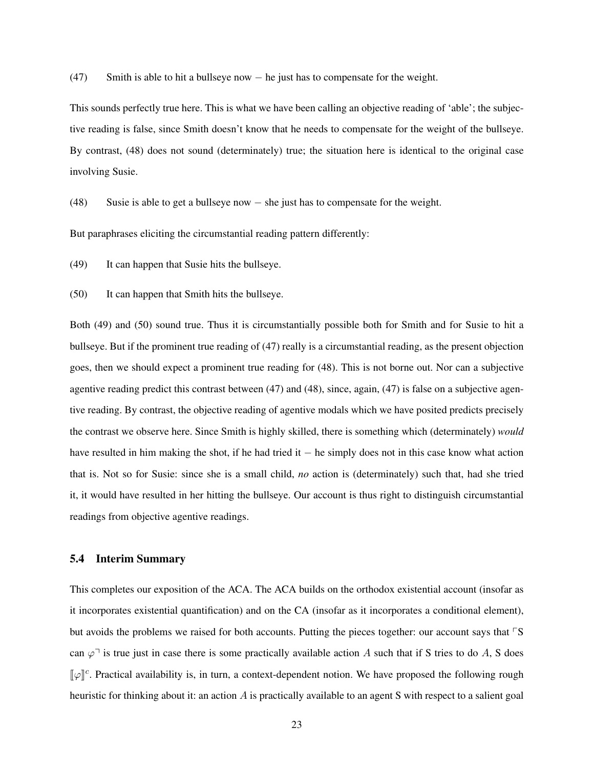(47) Smith is able to hit a bullseye now − he just has to compensate for the weight.

This sounds perfectly true here. This is what we have been calling an objective reading of 'able'; the subjective reading is false, since Smith doesn't know that he needs to compensate for the weight of the bullseye. By contrast, (48) does not sound (determinately) true; the situation here is identical to the original case involving Susie.

(48) Susie is able to get a bullseye now − she just has to compensate for the weight.

But paraphrases eliciting the circumstantial reading pattern differently:

(49) It can happen that Susie hits the bullseye.

(50) It can happen that Smith hits the bullseye.

Both (49) and (50) sound true. Thus it is circumstantially possible both for Smith and for Susie to hit a bullseye. But if the prominent true reading of (47) really is a circumstantial reading, as the present objection goes, then we should expect a prominent true reading for (48). This is not borne out. Nor can a subjective agentive reading predict this contrast between (47) and (48), since, again, (47) is false on a subjective agentive reading. By contrast, the objective reading of agentive modals which we have posited predicts precisely the contrast we observe here. Since Smith is highly skilled, there is something which (determinately) *would* have resulted in him making the shot, if he had tried it − he simply does not in this case know what action that is. Not so for Susie: since she is a small child, *no* action is (determinately) such that, had she tried it, it would have resulted in her hitting the bullseye. Our account is thus right to distinguish circumstantial readings from objective agentive readings.

### 5.4 Interim Summary

This completes our exposition of the ACA. The ACA builds on the orthodox existential account (insofar as it incorporates existential quantification) and on the CA (insofar as it incorporates a conditional element), but avoids the problems we raised for both accounts. Putting the pieces together: our account says that $\ulcorner$S can $\varphi\urcorner$ is true just in case there is some practically available action $A$ such that if S tries to do $A$, S does $[\![\varphi]\!]^c$. Practical availability is, in turn, a context-dependent notion. We have proposed the following rough heuristic for thinking about it: an action $A$ is practically available to an agent S with respect to a salient goal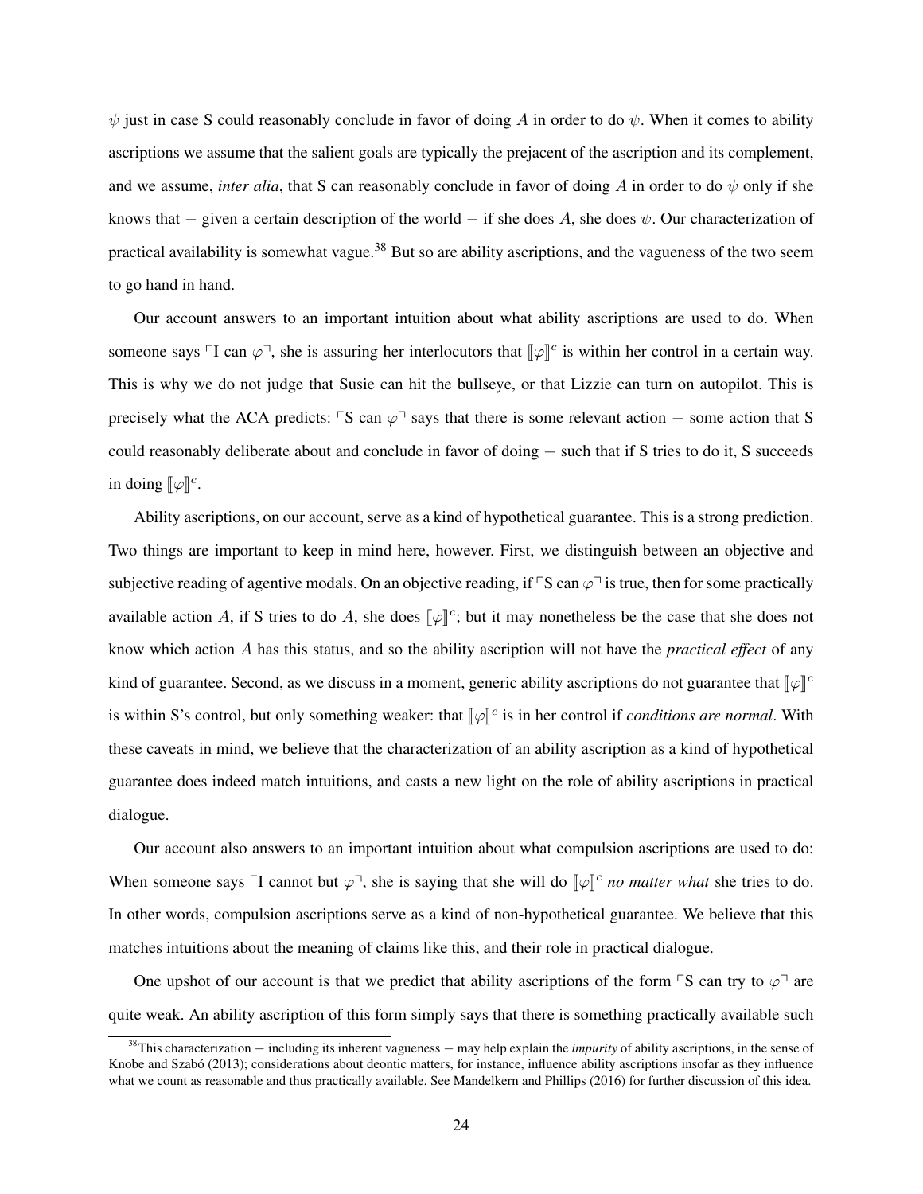$\psi$ just in case S could reasonably conclude in favor of doing $A$ in order to do $\psi$. When it comes to ability ascriptions we assume that the salient goals are typically the prejacent of the ascription and its complement, and we assume, *inter alia*, that S can reasonably conclude in favor of doing $A$ in order to do $\psi$ only if she knows that − given a certain description of the world − if she does $A$, she does $\psi$. Our characterization of practical availability is somewhat vague.[38] But so are ability ascriptions, and the vagueness of the two seem to go hand in hand.

Our account answers to an important intuition about what ability ascriptions are used to do. When someone says ⌜I can $\varphi$⌝, she is assuring her interlocutors that $[\![\varphi]\!]^c$ is within her control in a certain way. This is why we do not judge that Susie can hit the bullseye, or that Lizzie can turn on autopilot. This is precisely what the ACA predicts: ⌜S can $\varphi$⌝ says that there is some relevant action − some action that S could reasonably deliberate about and conclude in favor of doing − such that if S tries to do it, S succeeds in doing $[\![\varphi]\!]^c$.

Ability ascriptions, on our account, serve as a kind of hypothetical guarantee. This is a strong prediction. Two things are important to keep in mind here, however. First, we distinguish between an objective and subjective reading of agentive modals. On an objective reading, if ⌜S can $\varphi$⌝ is true, then for some practically available action $A$, if S tries to do $A$, she does $[\![\varphi]\!]^c$; but it may nonetheless be the case that she does not know which action $A$ has this status, and so the ability ascription will not have the *practical effect* of any kind of guarantee. Second, as we discuss in a moment, generic ability ascriptions do not guarantee that $[\![\varphi]\!]^c$ is within S's control, but only something weaker: that $[\![\varphi]\!]^c$ is in her control if *conditions are normal*. With these caveats in mind, we believe that the characterization of an ability ascription as a kind of hypothetical guarantee does indeed match intuitions, and casts a new light on the role of ability ascriptions in practical dialogue.

Our account also answers to an important intuition about what compulsion ascriptions are used to do: When someone says ⌜I cannot but $\varphi$⌝, she is saying that she will do $[\![\varphi]\!]^c$ *no matter what* she tries to do. In other words, compulsion ascriptions serve as a kind of non-hypothetical guarantee. We believe that this matches intuitions about the meaning of claims like this, and their role in practical dialogue.

One upshot of our account is that we predict that ability ascriptions of the form ⌜S can try to $\varphi$⌝ are quite weak. An ability ascription of this form simply says that there is something practically available such

[38] This characterization − including its inherent vagueness − may help explain the *impurity* of ability ascriptions, in the sense of Knobe and Szabó (2013); considerations about deontic matters, for instance, influence ability ascriptions insofar as they influence what we count as reasonable and thus practically available. See Mandelkern and Phillips (2016) for further discussion of this idea.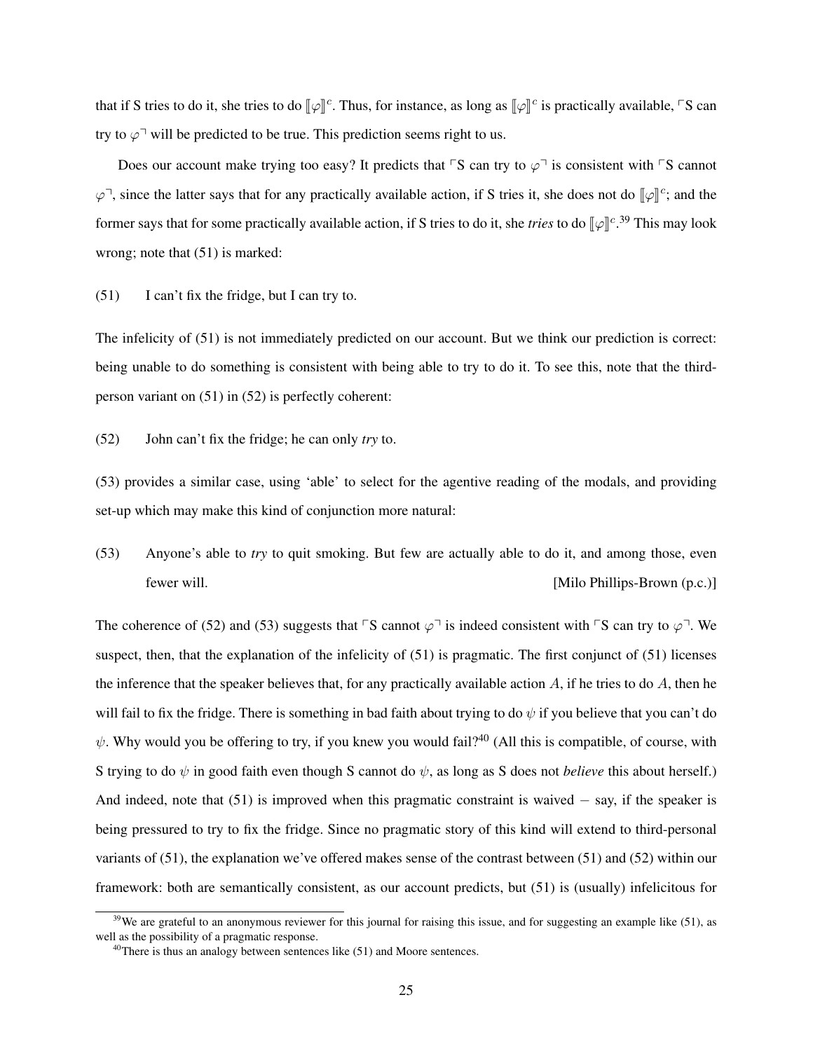that if S tries to do it, she tries to do $[\![\varphi]\!]^c$. Thus, for instance, as long as $[\![\varphi]\!]^c$ is practically available, $\ulcorner$S can try to $\varphi\urcorner$ will be predicted to be true. This prediction seems right to us.

Does our account make trying too easy? It predicts that $\ulcorner$S can try to $\varphi\urcorner$ is consistent with $\ulcorner$S cannot $\varphi\urcorner$, since the latter says that for any practically available action, if S tries it, she does not do $[\![\varphi]\!]^c$; and the former says that for some practically available action, if S tries to do it, she *tries* to do $[\![\varphi]\!]^c$.[39] This may look wrong; note that (51) is marked:

(51) I can't fix the fridge, but I can try to.

The infelicity of (51) is not immediately predicted on our account. But we think our prediction is correct: being unable to do something is consistent with being able to try to do it. To see this, note that the third-person variant on (51) in (52) is perfectly coherent:

(52) John can't fix the fridge; he can only *try* to.

(53) provides a similar case, using 'able' to select for the agentive reading of the modals, and providing set-up which may make this kind of conjunction more natural:

(53) Anyone's able to *try* to quit smoking. But few are actually able to do it, and among those, even fewer will. [Milo Phillips-Brown (p.c.)]

The coherence of (52) and (53) suggests that $\ulcorner$S cannot $\varphi\urcorner$ is indeed consistent with $\ulcorner$S can try to $\varphi\urcorner$. We suspect, then, that the explanation of the infelicity of (51) is pragmatic. The first conjunct of (51) licenses the inference that the speaker believes that, for any practically available action $A$, if he tries to do $A$, then he will fail to fix the fridge. There is something in bad faith about trying to do $\psi$ if you believe that you can't do $\psi$. Why would you be offering to try, if you knew you would fail?[40] (All this is compatible, of course, with S trying to do $\psi$ in good faith even though S cannot do $\psi$, as long as S does not *believe* this about herself.) And indeed, note that (51) is improved when this pragmatic constraint is waived – say, if the speaker is being pressured to try to fix the fridge. Since no pragmatic story of this kind will extend to third-personal variants of (51), the explanation we've offered makes sense of the contrast between (51) and (52) within our framework: both are semantically consistent, as our account predicts, but (51) is (usually) infelicitous for

[39] We are grateful to an anonymous reviewer for this journal for raising this issue, and for suggesting an example like (51), as well as the possibility of a pragmatic response.

[40] There is thus an analogy between sentences like (51) and Moore sentences.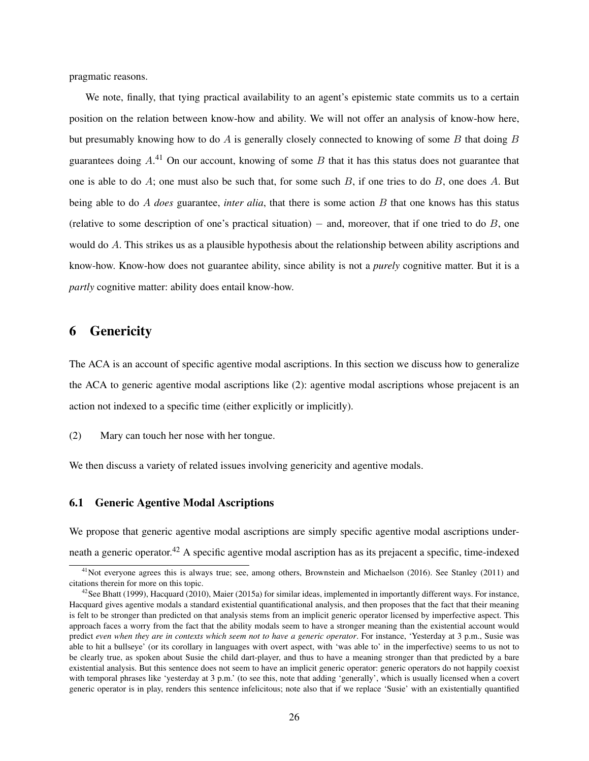pragmatic reasons.

We note, finally, that tying practical availability to an agent's epistemic state commits us to a certain position on the relation between know-how and ability. We will not offer an analysis of know-how here, but presumably knowing how to do $A$ is generally closely connected to knowing of some $B$ that doing $B$ guarantees doing $A$.[41] On our account, knowing of some $B$ that it has this status does not guarantee that one is able to do $A$; one must also be such that, for some such $B$, if one tries to do $B$, one does $A$. But being able to do $A$ *does* guarantee, *inter alia*, that there is some action $B$ that one knows has this status (relative to some description of one's practical situation) − and, moreover, that if one tried to do $B$, one would do $A$. This strikes us as a plausible hypothesis about the relationship between ability ascriptions and know-how. Know-how does not guarantee ability, since ability is not a *purely* cognitive matter. But it is a *partly* cognitive matter: ability does entail know-how.

## 6 Genericity

The ACA is an account of specific agentive modal ascriptions. In this section we discuss how to generalize the ACA to generic agentive modal ascriptions like (2): agentive modal ascriptions whose prejacent is an action not indexed to a specific time (either explicitly or implicitly).

(2) Mary can touch her nose with her tongue.

We then discuss a variety of related issues involving genericity and agentive modals.

### 6.1 Generic Agentive Modal Ascriptions

We propose that generic agentive modal ascriptions are simply specific agentive modal ascriptions underneath a generic operator.[42] A specific agentive modal ascription has as its prejacent a specific, time-indexed

[41] Not everyone agrees this is always true; see, among others, Brownstein and Michaelson (2016). See Stanley (2011) and citations therein for more on this topic.

[42] See Bhatt (1999), Hacquard (2010), Maier (2015a) for similar ideas, implemented in importantly different ways. For instance, Hacquard gives agentive modals a standard existential quantificational analysis, and then proposes that the fact that their meaning is felt to be stronger than predicted on that analysis stems from an implicit generic operator licensed by imperfective aspect. This approach faces a worry from the fact that the ability modals seem to have a stronger meaning than the existential account would predict *even when they are in contexts which seem not to have a generic operator*. For instance, 'Yesterday at 3 p.m., Susie was able to hit a bullseye' (or its corollary in languages with overt aspect, with 'was able to' in the imperfective) seems to us not to be clearly true, as spoken about Susie the child dart-player, and thus to have a meaning stronger than that predicted by a bare existential analysis. But this sentence does not seem to have an implicit generic operator: generic operators do not happily coexist with temporal phrases like 'yesterday at 3 p.m.' (to see this, note that adding 'generally', which is usually licensed when a covert generic operator is in play, renders this sentence infelicitous; note also that if we replace 'Susie' with an existentially quantified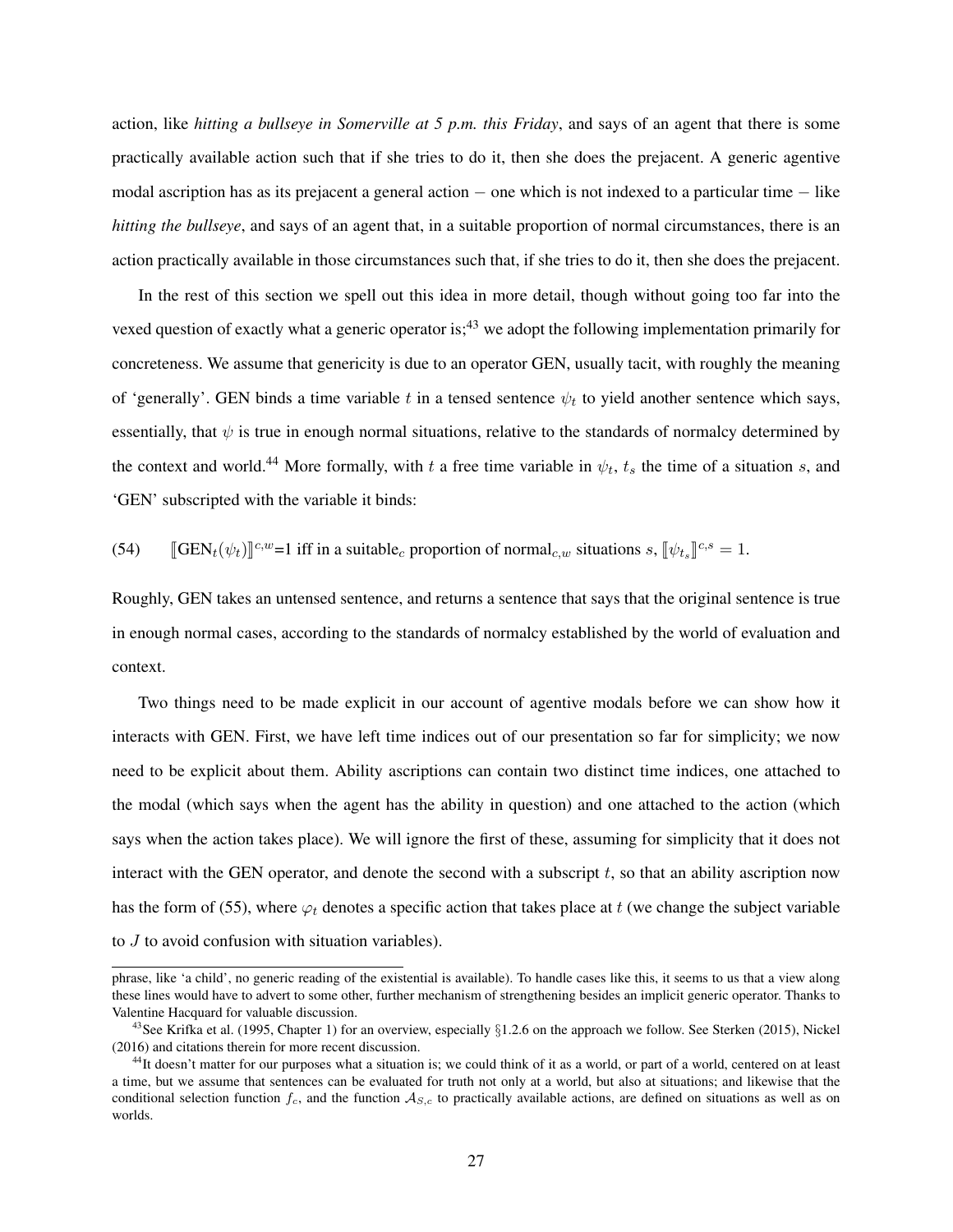action, like *hitting a bullseye in Somerville at 5 p.m. this Friday*, and says of an agent that there is some practically available action such that if she tries to do it, then she does the prejacent. A generic agentive modal ascription has as its prejacent a general action − one which is not indexed to a particular time − like *hitting the bullseye*, and says of an agent that, in a suitable proportion of normal circumstances, there is an action practically available in those circumstances such that, if she tries to do it, then she does the prejacent.

In the rest of this section we spell out this idea in more detail, though without going too far into the vexed question of exactly what a generic operator is;[43] we adopt the following implementation primarily for concreteness. We assume that genericity is due to an operator GEN, usually tacit, with roughly the meaning of 'generally'. GEN binds a time variable $t$ in a tensed sentence $\psi_t$ to yield another sentence which says, essentially, that $\psi$ is true in enough normal situations, relative to the standards of normalcy determined by the context and world.[44] More formally, with $t$ a free time variable in $\psi_t$, $t_s$ the time of a situation $s$, and 'GEN' subscripted with the variable it binds:

(54) $[\![\text{GEN}_t(\psi_t)]\!]^{c,w}$=1 iff in a suitable$_c$ proportion of normal$_{c,w}$ situations $s$, $[\![\psi_{t_s}]\!]^{c,s} = 1$.

Roughly, GEN takes an untensed sentence, and returns a sentence that says that the original sentence is true in enough normal cases, according to the standards of normalcy established by the world of evaluation and context.

Two things need to be made explicit in our account of agentive modals before we can show how it interacts with GEN. First, we have left time indices out of our presentation so far for simplicity; we now need to be explicit about them. Ability ascriptions can contain two distinct time indices, one attached to the modal (which says when the agent has the ability in question) and one attached to the action (which says when the action takes place). We will ignore the first of these, assuming for simplicity that it does not interact with the GEN operator, and denote the second with a subscript $t$, so that an ability ascription now has the form of (55), where $\varphi_t$ denotes a specific action that takes place at $t$ (we change the subject variable to $J$ to avoid confusion with situation variables).

---

phrase, like 'a child', no generic reading of the existential is available). To handle cases like this, it seems to us that a view along these lines would have to advert to some other, further mechanism of strengthening besides an implicit generic operator. Thanks to Valentine Hacquard for valuable discussion.

[43] See Krifka et al. (1995, Chapter 1) for an overview, especially §1.2.6 on the approach we follow. See Sterken (2015), Nickel (2016) and citations therein for more recent discussion.

[44] It doesn't matter for our purposes what a situation is; we could think of it as a world, or part of a world, centered on at least a time, but we assume that sentences can be evaluated for truth not only at a world, but also at situations; and likewise that the conditional selection function $f_c$, and the function $\mathcal{A}_{S,c}$ to practically available actions, are defined on situations as well as on worlds.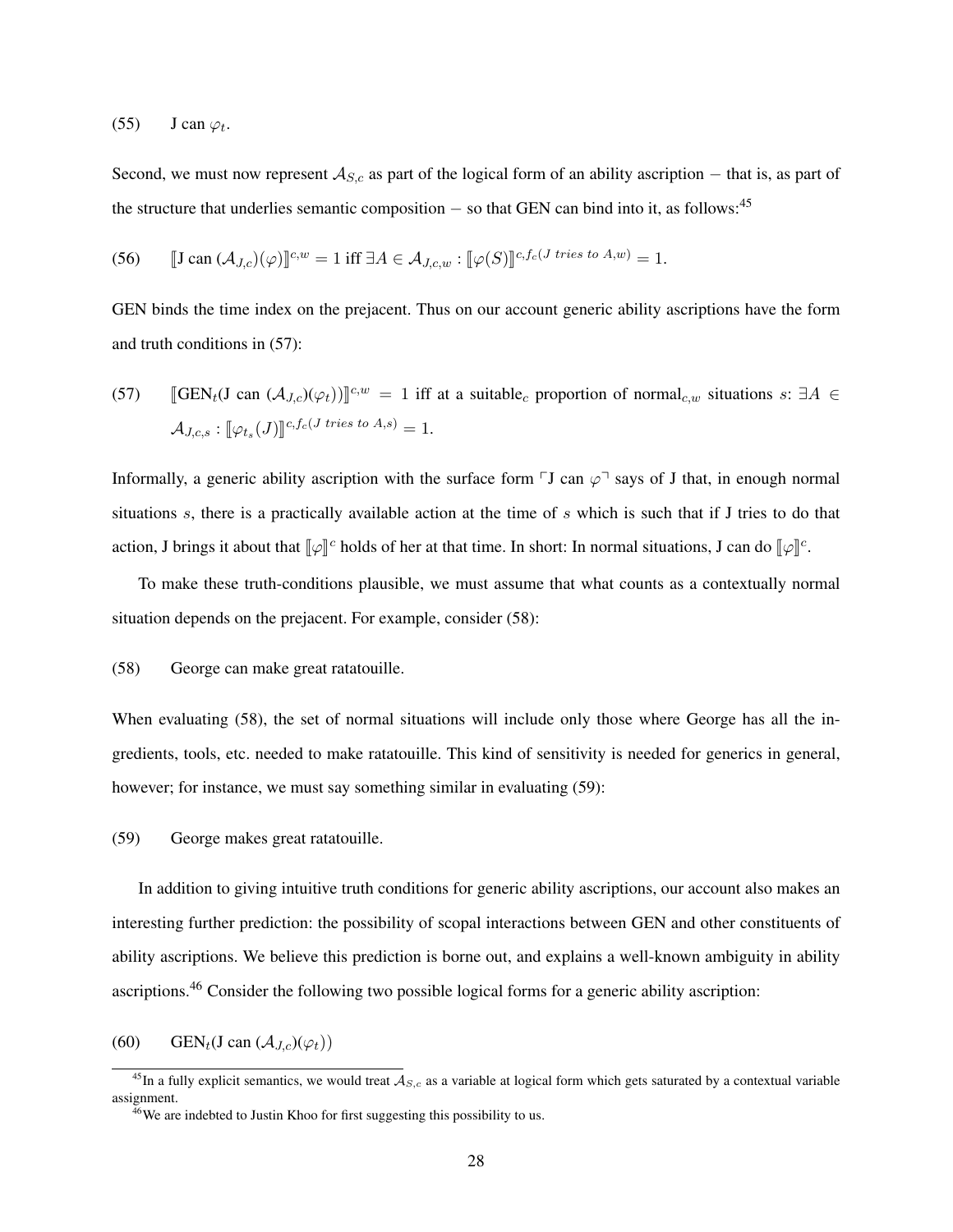(55) J can $\varphi_t$.

Second, we must now represent $\mathcal{A}_{S,c}$ as part of the logical form of an ability ascription − that is, as part of the structure that underlies semantic composition − so that GEN can bind into it, as follows:[45]

(56) $[\![\text{J can } (\mathcal{A}_{J,c})(\varphi)]\!]^{c,w} = 1$ iff $\exists A \in \mathcal{A}_{J,c,w} : [\![\varphi(S)]\!]^{c,f_c(J\ tries\ to\ A,w)} = 1$.

GEN binds the time index on the prejacent. Thus on our account generic ability ascriptions have the form and truth conditions in (57):

(57) $[\![\text{GEN}_t(\text{J can } (\mathcal{A}_{J,c})(\varphi_t))]\!]^{c,w} = 1$ iff at a suitable$_c$ proportion of normal$_{c,w}$ situations $s$: $\exists A \in \mathcal{A}_{J,c,s} : [\![\varphi_{t_s}(J)]\!]^{c,f_c(J\ tries\ to\ A,s)} = 1$.

Informally, a generic ability ascription with the surface form ⌜J can $\varphi$⌝ says of J that, in enough normal situations $s$, there is a practically available action at the time of $s$ which is such that if J tries to do that action, J brings it about that $[\![\varphi]\!]^c$ holds of her at that time. In short: In normal situations, J can do $[\![\varphi]\!]^c$.

To make these truth-conditions plausible, we must assume that what counts as a contextually normal situation depends on the prejacent. For example, consider (58):

(58) George can make great ratatouille.

When evaluating (58), the set of normal situations will include only those where George has all the ingredients, tools, etc. needed to make ratatouille. This kind of sensitivity is needed for generics in general, however; for instance, we must say something similar in evaluating (59):

(59) George makes great ratatouille.

In addition to giving intuitive truth conditions for generic ability ascriptions, our account also makes an interesting further prediction: the possibility of scopal interactions between GEN and other constituents of ability ascriptions. We believe this prediction is borne out, and explains a well-known ambiguity in ability ascriptions.[46] Consider the following two possible logical forms for a generic ability ascription:

(60) $\text{GEN}_t(\text{J can } (\mathcal{A}_{J,c})(\varphi_t))$

[45] In a fully explicit semantics, we would treat $\mathcal{A}_{S,c}$ as a variable at logical form which gets saturated by a contextual variable assignment.

[46] We are indebted to Justin Khoo for first suggesting this possibility to us.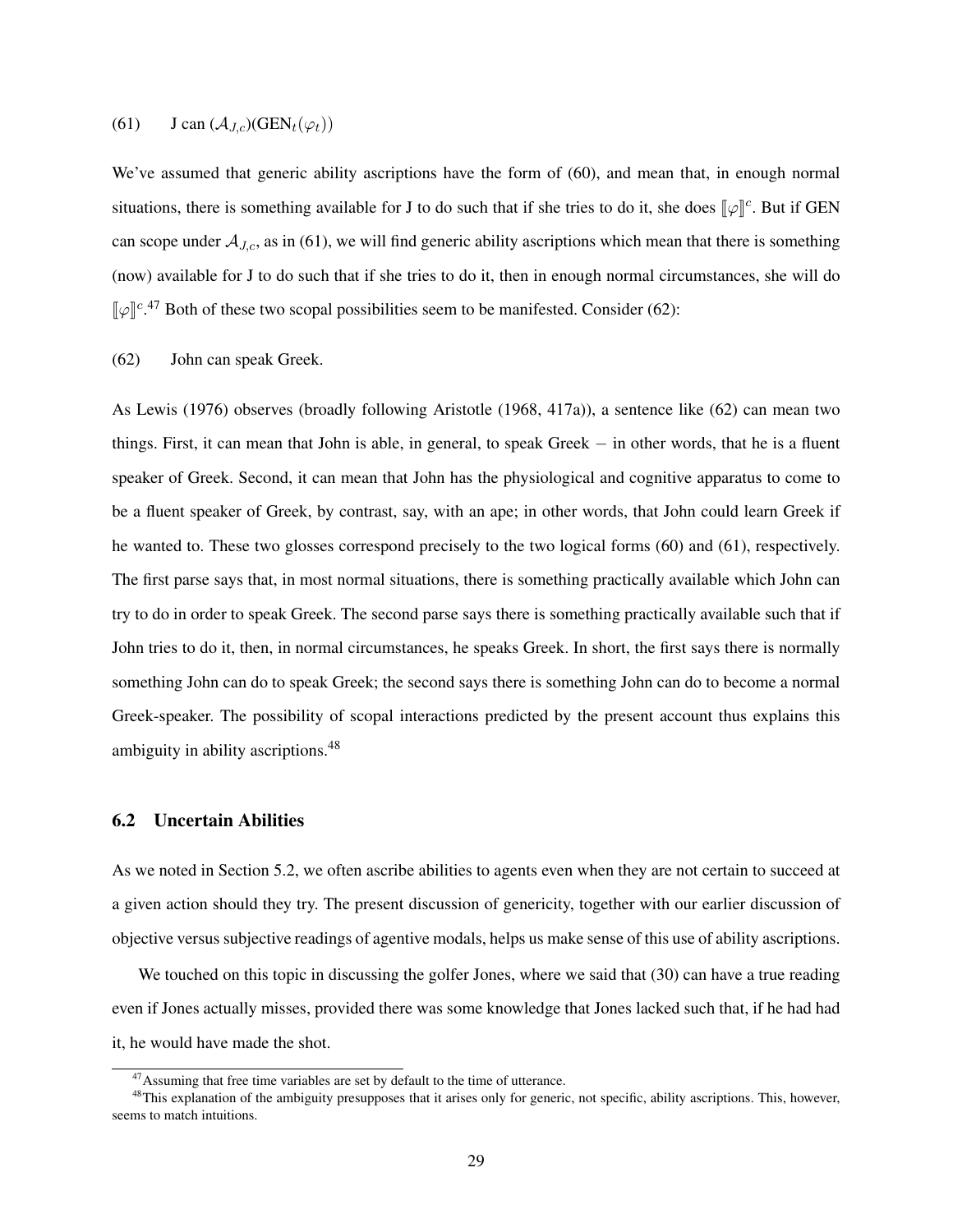(61) J can ($\mathcal{A}_{J,c}$)(GEN$_t(\varphi_t)$)

We've assumed that generic ability ascriptions have the form of (60), and mean that, in enough normal situations, there is something available for J to do such that if she tries to do it, she does $[\![\varphi]\!]^c$. But if GEN can scope under $\mathcal{A}_{J,c}$, as in (61), we will find generic ability ascriptions which mean that there is something (now) available for J to do such that if she tries to do it, then in enough normal circumstances, she will do $[\![\varphi]\!]^c$.[47] Both of these two scopal possibilities seem to be manifested. Consider (62):

(62) John can speak Greek.

As Lewis (1976) observes (broadly following Aristotle (1968, 417a)), a sentence like (62) can mean two things. First, it can mean that John is able, in general, to speak Greek − in other words, that he is a fluent speaker of Greek. Second, it can mean that John has the physiological and cognitive apparatus to come to be a fluent speaker of Greek, by contrast, say, with an ape; in other words, that John could learn Greek if he wanted to. These two glosses correspond precisely to the two logical forms (60) and (61), respectively. The first parse says that, in most normal situations, there is something practically available which John can try to do in order to speak Greek. The second parse says there is something practically available such that if John tries to do it, then, in normal circumstances, he speaks Greek. In short, the first says there is normally something John can do to speak Greek; the second says there is something John can do to become a normal Greek-speaker. The possibility of scopal interactions predicted by the present account thus explains this ambiguity in ability ascriptions.[48]

### 6.2 Uncertain Abilities

As we noted in Section 5.2, we often ascribe abilities to agents even when they are not certain to succeed at a given action should they try. The present discussion of genericity, together with our earlier discussion of objective versus subjective readings of agentive modals, helps us make sense of this use of ability ascriptions.

We touched on this topic in discussing the golfer Jones, where we said that (30) can have a true reading even if Jones actually misses, provided there was some knowledge that Jones lacked such that, if he had had it, he would have made the shot.

[47] Assuming that free time variables are set by default to the time of utterance.

[48] This explanation of the ambiguity presupposes that it arises only for generic, not specific, ability ascriptions. This, however, seems to match intuitions.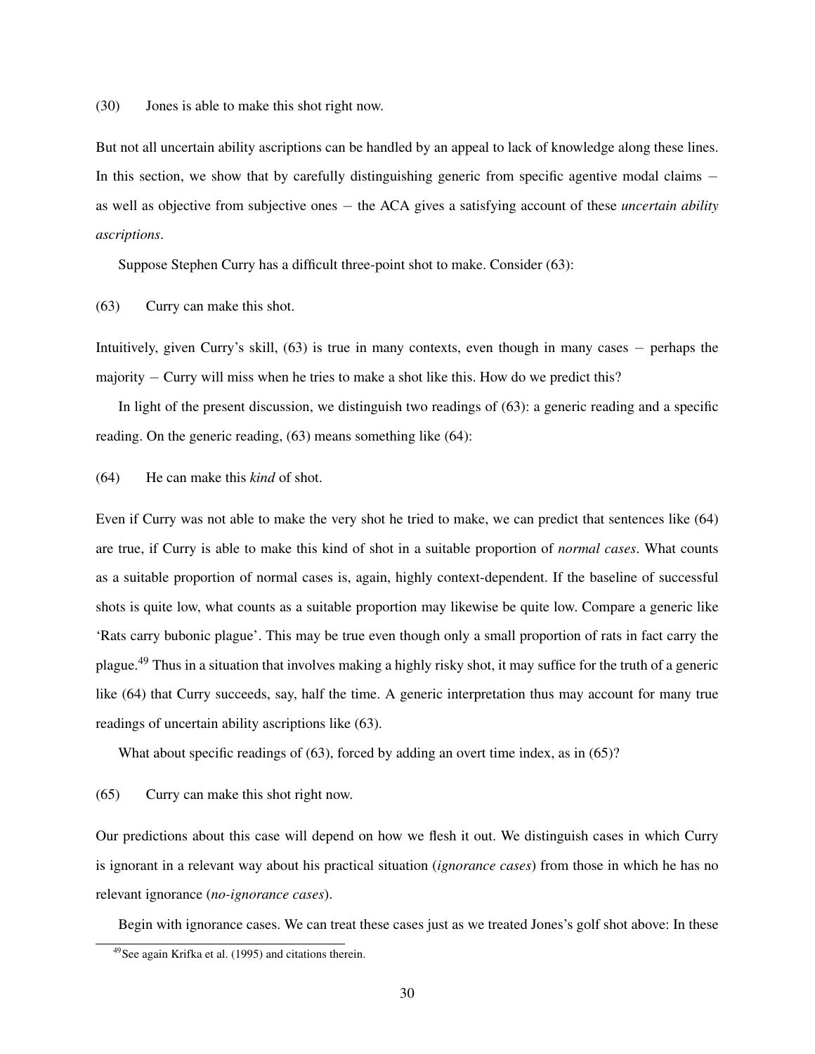(30) Jones is able to make this shot right now.

But not all uncertain ability ascriptions can be handled by an appeal to lack of knowledge along these lines. In this section, we show that by carefully distinguishing generic from specific agentive modal claims – as well as objective from subjective ones – the ACA gives a satisfying account of these *uncertain ability ascriptions*.

Suppose Stephen Curry has a difficult three-point shot to make. Consider (63):

(63) Curry can make this shot.

Intuitively, given Curry's skill, (63) is true in many contexts, even though in many cases – perhaps the majority – Curry will miss when he tries to make a shot like this. How do we predict this?

In light of the present discussion, we distinguish two readings of (63): a generic reading and a specific reading. On the generic reading, (63) means something like (64):

(64) He can make this *kind* of shot.

Even if Curry was not able to make the very shot he tried to make, we can predict that sentences like (64) are true, if Curry is able to make this kind of shot in a suitable proportion of *normal cases*. What counts as a suitable proportion of normal cases is, again, highly context-dependent. If the baseline of successful shots is quite low, what counts as a suitable proportion may likewise be quite low. Compare a generic like 'Rats carry bubonic plague'. This may be true even though only a small proportion of rats in fact carry the plague.[49] Thus in a situation that involves making a highly risky shot, it may suffice for the truth of a generic like (64) that Curry succeeds, say, half the time. A generic interpretation thus may account for many true readings of uncertain ability ascriptions like (63).

What about specific readings of (63), forced by adding an overt time index, as in (65)?

(65) Curry can make this shot right now.

Our predictions about this case will depend on how we flesh it out. We distinguish cases in which Curry is ignorant in a relevant way about his practical situation (*ignorance cases*) from those in which he has no relevant ignorance (*no-ignorance cases*).

Begin with ignorance cases. We can treat these cases just as we treated Jones's golf shot above: In these

[49] See again Krifka et al. (1995) and citations therein.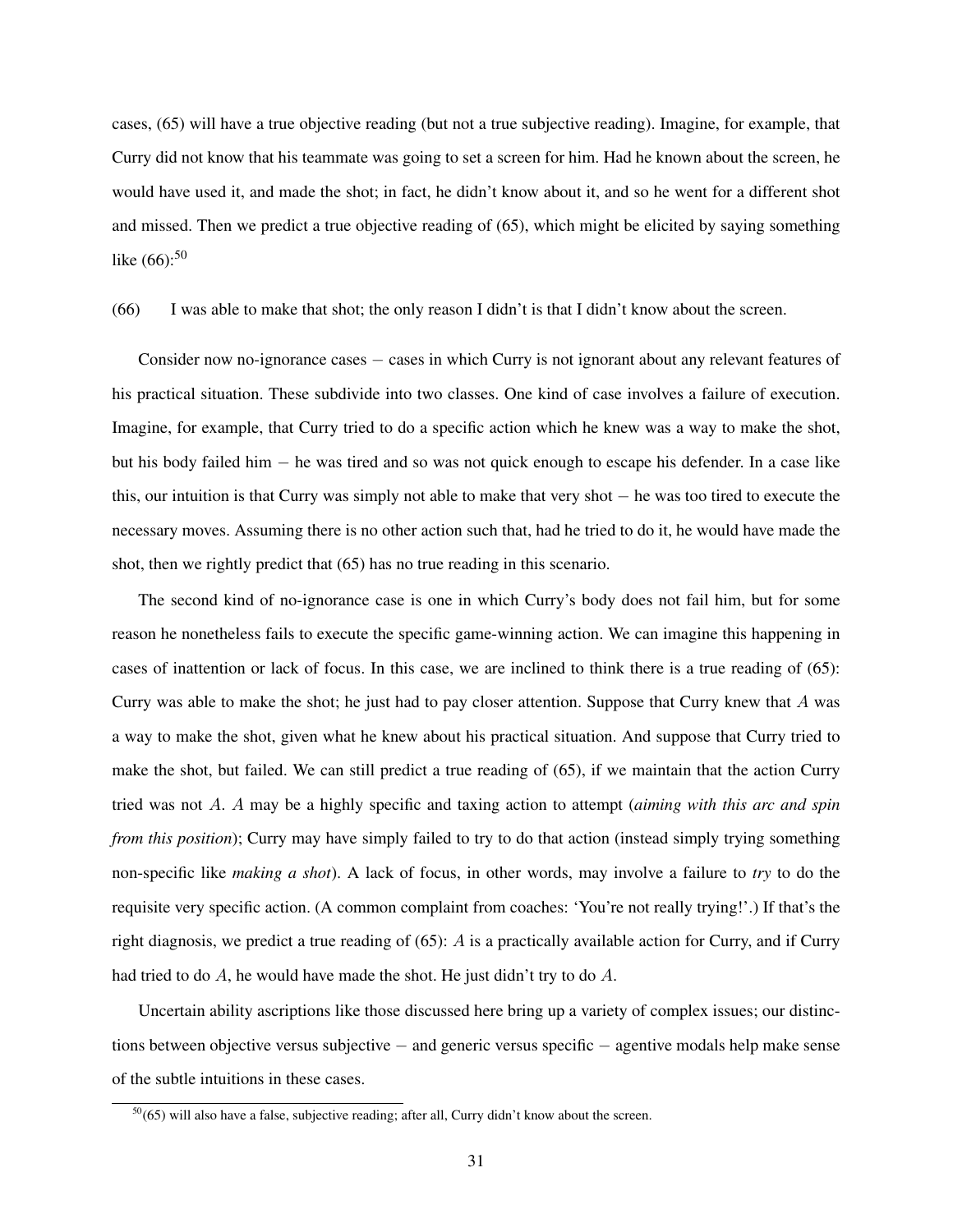cases, (65) will have a true objective reading (but not a true subjective reading). Imagine, for example, that Curry did not know that his teammate was going to set a screen for him. Had he known about the screen, he would have used it, and made the shot; in fact, he didn't know about it, and so he went for a different shot and missed. Then we predict a true objective reading of (65), which might be elicited by saying something like (66):[50]

(66) I was able to make that shot; the only reason I didn't is that I didn't know about the screen.

Consider now no-ignorance cases − cases in which Curry is not ignorant about any relevant features of his practical situation. These subdivide into two classes. One kind of case involves a failure of execution. Imagine, for example, that Curry tried to do a specific action which he knew was a way to make the shot, but his body failed him − he was tired and so was not quick enough to escape his defender. In a case like this, our intuition is that Curry was simply not able to make that very shot − he was too tired to execute the necessary moves. Assuming there is no other action such that, had he tried to do it, he would have made the shot, then we rightly predict that (65) has no true reading in this scenario.

The second kind of no-ignorance case is one in which Curry's body does not fail him, but for some reason he nonetheless fails to execute the specific game-winning action. We can imagine this happening in cases of inattention or lack of focus. In this case, we are inclined to think there is a true reading of (65): Curry was able to make the shot; he just had to pay closer attention. Suppose that Curry knew that $A$ was a way to make the shot, given what he knew about his practical situation. And suppose that Curry tried to make the shot, but failed. We can still predict a true reading of (65), if we maintain that the action Curry tried was not $A$. $A$ may be a highly specific and taxing action to attempt (*aiming with this arc and spin from this position*); Curry may have simply failed to try to do that action (instead simply trying something non-specific like *making a shot*). A lack of focus, in other words, may involve a failure to *try* to do the requisite very specific action. (A common complaint from coaches: 'You're not really trying!'.) If that's the right diagnosis, we predict a true reading of (65): $A$ is a practically available action for Curry, and if Curry had tried to do $A$, he would have made the shot. He just didn't try to do $A$.

Uncertain ability ascriptions like those discussed here bring up a variety of complex issues; our distinctions between objective versus subjective − and generic versus specific − agentive modals help make sense of the subtle intuitions in these cases.

[50] (65) will also have a false, subjective reading; after all, Curry didn't know about the screen.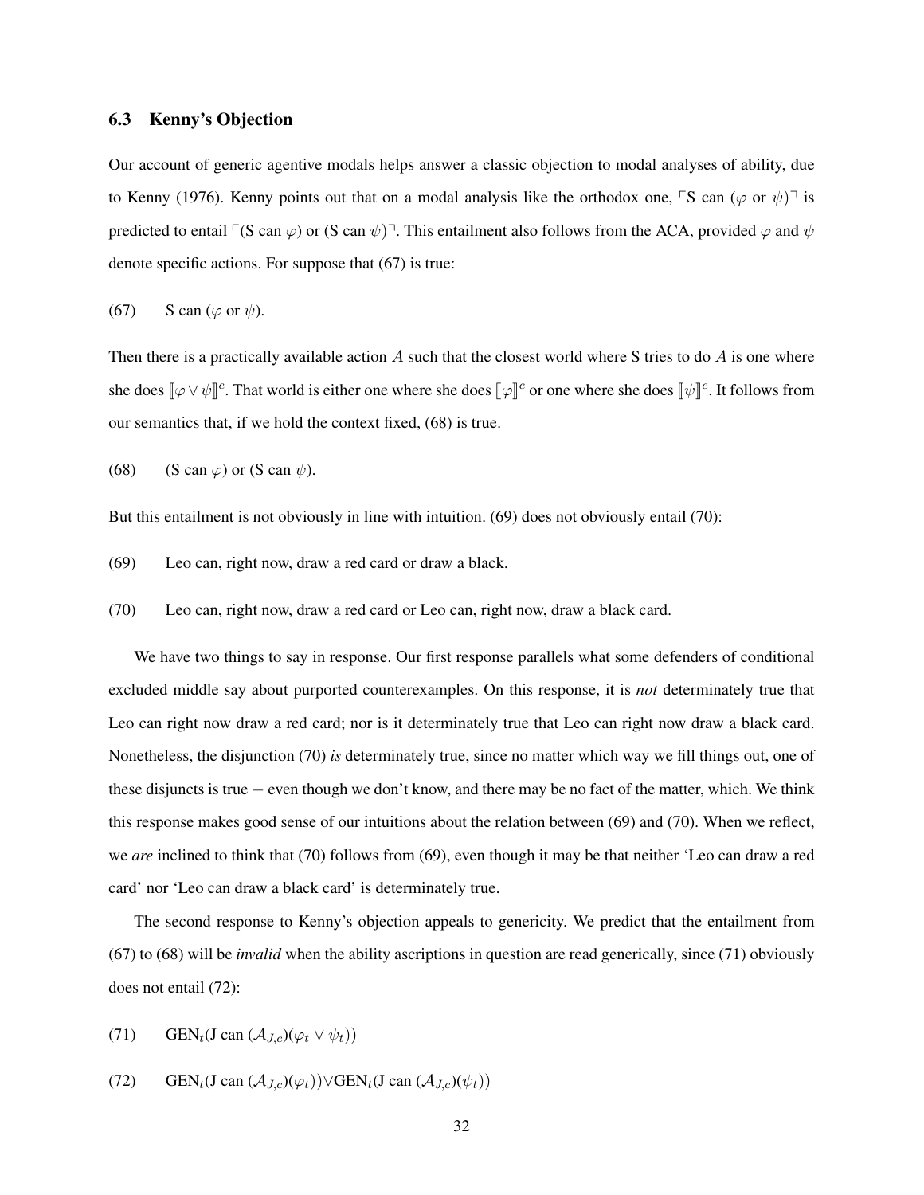### 6.3 Kenny's Objection

Our account of generic agentive modals helps answer a classic objection to modal analyses of ability, due to Kenny (1976). Kenny points out that on a modal analysis like the orthodox one, ⌜S can ($\varphi$ or $\psi$)⌝ is predicted to entail ⌜(S can $\varphi$) or (S can $\psi$)⌝. This entailment also follows from the ACA, provided $\varphi$ and $\psi$ denote specific actions. For suppose that (67) is true:

(67) S can ($\varphi$ or $\psi$).

Then there is a practically available action $A$ such that the closest world where S tries to do $A$ is one where she does $[\![\varphi \vee \psi]\!]^c$. That world is either one where she does $[\![\varphi]\!]^c$ or one where she does $[\![\psi]\!]^c$. It follows from our semantics that, if we hold the context fixed, (68) is true.

(68) (S can $\varphi$) or (S can $\psi$).

But this entailment is not obviously in line with intuition. (69) does not obviously entail (70):

(69) Leo can, right now, draw a red card or draw a black.

(70) Leo can, right now, draw a red card or Leo can, right now, draw a black card.

We have two things to say in response. Our first response parallels what some defenders of conditional excluded middle say about purported counterexamples. On this response, it is *not* determinately true that Leo can right now draw a red card; nor is it determinately true that Leo can right now draw a black card. Nonetheless, the disjunction (70) *is* determinately true, since no matter which way we fill things out, one of these disjuncts is true − even though we don't know, and there may be no fact of the matter, which. We think this response makes good sense of our intuitions about the relation between (69) and (70). When we reflect, we *are* inclined to think that (70) follows from (69), even though it may be that neither 'Leo can draw a red card' nor 'Leo can draw a black card' is determinately true.

The second response to Kenny's objection appeals to genericity. We predict that the entailment from (67) to (68) will be *invalid* when the ability ascriptions in question are read generically, since (71) obviously does not entail (72):

(71) $\text{GEN}_t(\text{J can }(\mathcal{A}_{J,c})(\varphi_t \vee \psi_t))$

(72) $\text{GEN}_t(\text{J can }(\mathcal{A}_{J,c})(\varphi_t)) \vee \text{GEN}_t(\text{J can }(\mathcal{A}_{J,c})(\psi_t))$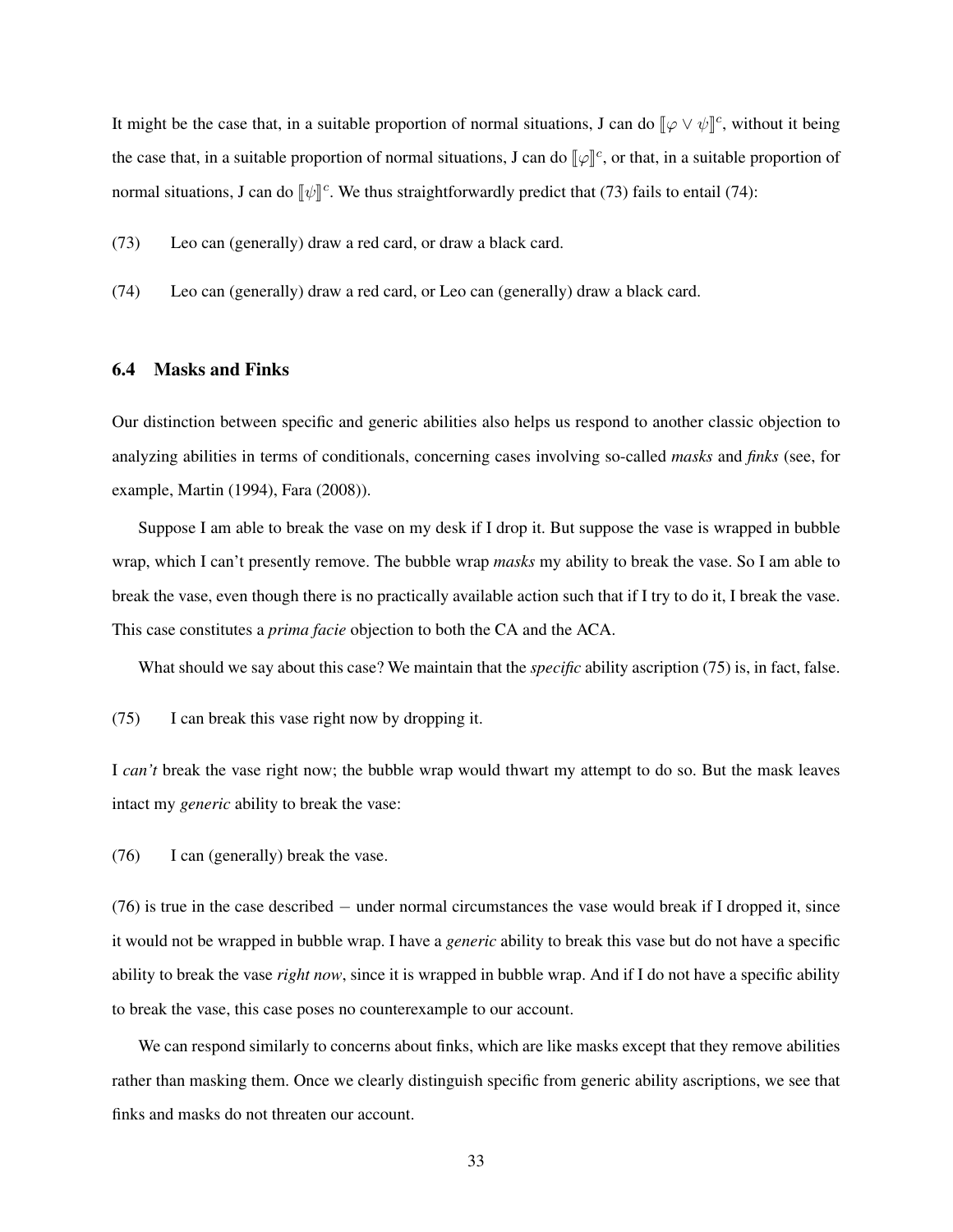It might be the case that, in a suitable proportion of normal situations, J can do $[\![\varphi \vee \psi]\!]^c$, without it being the case that, in a suitable proportion of normal situations, J can do $[\![\varphi]\!]^c$, or that, in a suitable proportion of normal situations, J can do $[\![\psi]\!]^c$. We thus straightforwardly predict that (73) fails to entail (74):

(73) Leo can (generally) draw a red card, or draw a black card.

(74) Leo can (generally) draw a red card, or Leo can (generally) draw a black card.

### 6.4 Masks and Finks

Our distinction between specific and generic abilities also helps us respond to another classic objection to analyzing abilities in terms of conditionals, concerning cases involving so-called *masks* and *finks* (see, for example, Martin (1994), Fara (2008)).

Suppose I am able to break the vase on my desk if I drop it. But suppose the vase is wrapped in bubble wrap, which I can't presently remove. The bubble wrap *masks* my ability to break the vase. So I am able to break the vase, even though there is no practically available action such that if I try to do it, I break the vase. This case constitutes a *prima facie* objection to both the CA and the ACA.

What should we say about this case? We maintain that the *specific* ability ascription (75) is, in fact, false.

(75) I can break this vase right now by dropping it.

I *can't* break the vase right now; the bubble wrap would thwart my attempt to do so. But the mask leaves intact my *generic* ability to break the vase:

(76) I can (generally) break the vase.

(76) is true in the case described − under normal circumstances the vase would break if I dropped it, since it would not be wrapped in bubble wrap. I have a *generic* ability to break this vase but do not have a specific ability to break the vase *right now*, since it is wrapped in bubble wrap. And if I do not have a specific ability to break the vase, this case poses no counterexample to our account.

We can respond similarly to concerns about finks, which are like masks except that they remove abilities rather than masking them. Once we clearly distinguish specific from generic ability ascriptions, we see that finks and masks do not threaten our account.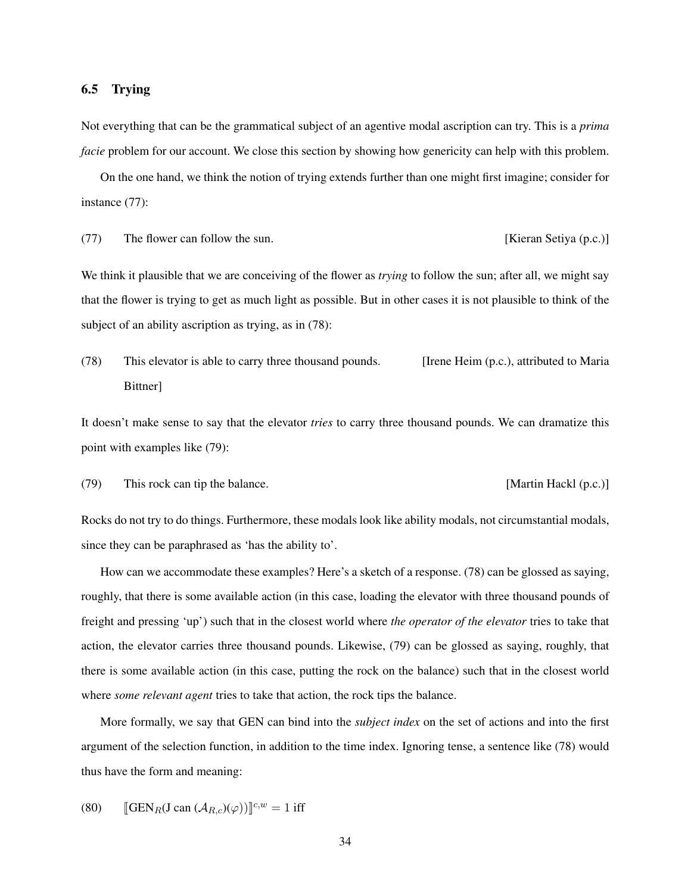### 6.5 Trying

Not everything that can be the grammatical subject of an agentive modal ascription can try. This is a *prima facie* problem for our account. We close this section by showing how genericity can help with this problem.

On the one hand, we think the notion of trying extends further than one might first imagine; consider for instance (77):

(77) The flower can follow the sun. [Kieran Setiya (p.c.)]

We think it plausible that we are conceiving of the flower as *trying* to follow the sun; after all, we might say that the flower is trying to get as much light as possible. But in other cases it is not plausible to think of the subject of an ability ascription as trying, as in (78):

(78) This elevator is able to carry three thousand pounds. [Irene Heim (p.c.), attributed to Maria Bittner]

It doesn't make sense to say that the elevator *tries* to carry three thousand pounds. We can dramatize this point with examples like (79):

(79) This rock can tip the balance. [Martin Hackl (p.c.)]

Rocks do not try to do things. Furthermore, these modals look like ability modals, not circumstantial modals, since they can be paraphrased as 'has the ability to'.

How can we accommodate these examples? Here's a sketch of a response. (78) can be glossed as saying, roughly, that there is some available action (in this case, loading the elevator with three thousand pounds of freight and pressing 'up') such that in the closest world where *the operator of the elevator* tries to take that action, the elevator carries three thousand pounds. Likewise, (79) can be glossed as saying, roughly, that there is some available action (in this case, putting the rock on the balance) such that in the closest world where *some relevant agent* tries to take that action, the rock tips the balance.

More formally, we say that GEN can bind into the *subject index* on the set of actions and into the first argument of the selection function, in addition to the time index. Ignoring tense, a sentence like (78) would thus have the form and meaning:

(80) $[\![\text{GEN}_R(\text{J can } (\mathcal{A}_{R,c})(\varphi))]\!]^{c,w} = 1$ iff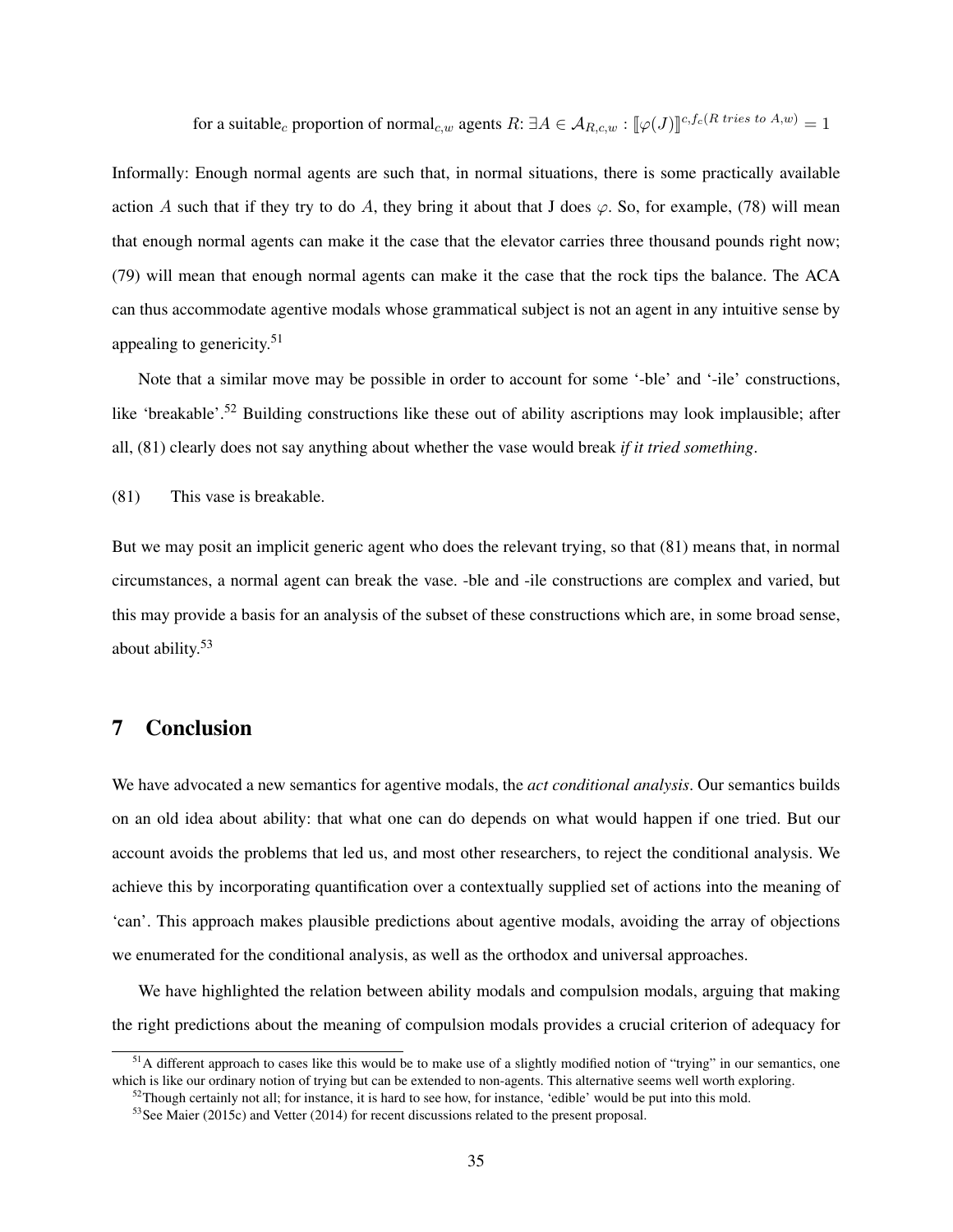$$\text{for a suitable}_c \text{ proportion of normal}_{c,w} \text{ agents } R\text{: } \exists A \in \mathcal{A}_{R,c,w} : [\![\varphi(J)]\!]^{c,f_c(R \text{ tries to } A,w)} = 1$$

Informally: Enough normal agents are such that, in normal situations, there is some practically available action $A$ such that if they try to do $A$, they bring it about that J does $\varphi$. So, for example, (78) will mean that enough normal agents can make it the case that the elevator carries three thousand pounds right now; (79) will mean that enough normal agents can make it the case that the rock tips the balance. The ACA can thus accommodate agentive modals whose grammatical subject is not an agent in any intuitive sense by appealing to genericity.[51]

Note that a similar move may be possible in order to account for some '-ble' and '-ile' constructions, like 'breakable'.[52] Building constructions like these out of ability ascriptions may look implausible; after all, (81) clearly does not say anything about whether the vase would break *if it tried something*.

(81) This vase is breakable.

But we may posit an implicit generic agent who does the relevant trying, so that (81) means that, in normal circumstances, a normal agent can break the vase. -ble and -ile constructions are complex and varied, but this may provide a basis for an analysis of the subset of these constructions which are, in some broad sense, about ability.[53]

## 7 Conclusion

We have advocated a new semantics for agentive modals, the *act conditional analysis*. Our semantics builds on an old idea about ability: that what one can do depends on what would happen if one tried. But our account avoids the problems that led us, and most other researchers, to reject the conditional analysis. We achieve this by incorporating quantification over a contextually supplied set of actions into the meaning of 'can'. This approach makes plausible predictions about agentive modals, avoiding the array of objections we enumerated for the conditional analysis, as well as the orthodox and universal approaches.

We have highlighted the relation between ability modals and compulsion modals, arguing that making the right predictions about the meaning of compulsion modals provides a crucial criterion of adequacy for

[51] A different approach to cases like this would be to make use of a slightly modified notion of "trying" in our semantics, one which is like our ordinary notion of trying but can be extended to non-agents. This alternative seems well worth exploring.

[52] Though certainly not all; for instance, it is hard to see how, for instance, 'edible' would be put into this mold.

[53] See Maier (2015c) and Vetter (2014) for recent discussions related to the present proposal.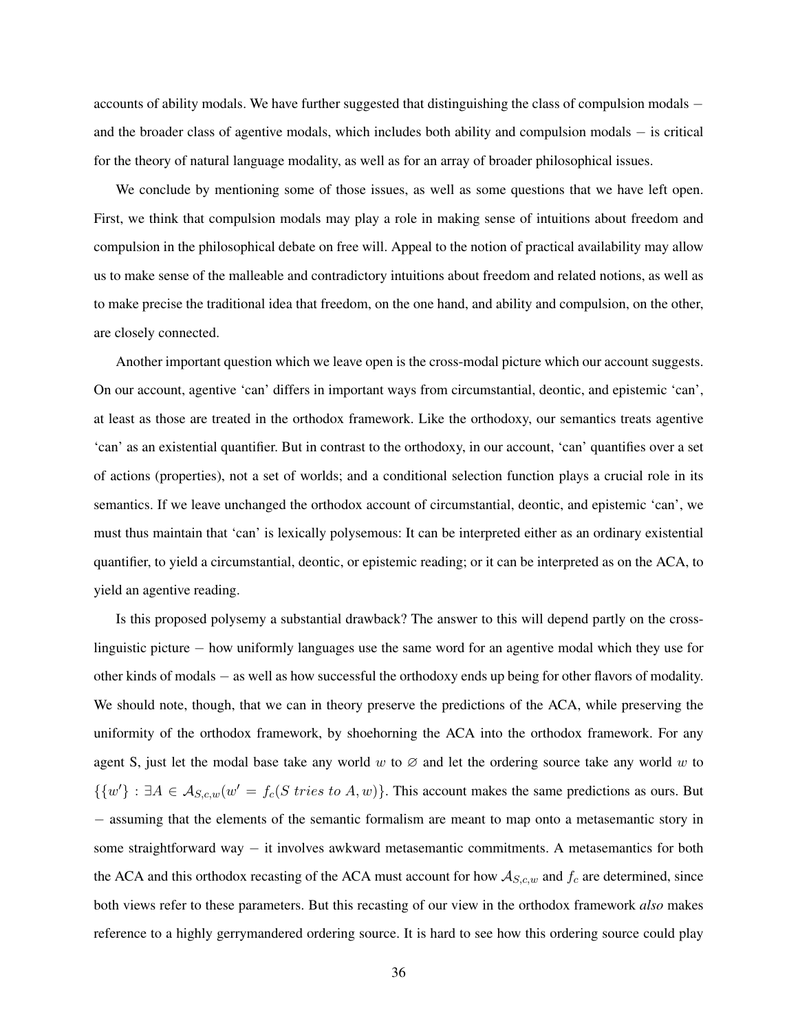accounts of ability modals. We have further suggested that distinguishing the class of compulsion modals – and the broader class of agentive modals, which includes both ability and compulsion modals – is critical for the theory of natural language modality, as well as for an array of broader philosophical issues.

We conclude by mentioning some of those issues, as well as some questions that we have left open. First, we think that compulsion modals may play a role in making sense of intuitions about freedom and compulsion in the philosophical debate on free will. Appeal to the notion of practical availability may allow us to make sense of the malleable and contradictory intuitions about freedom and related notions, as well as to make precise the traditional idea that freedom, on the one hand, and ability and compulsion, on the other, are closely connected.

Another important question which we leave open is the cross-modal picture which our account suggests. On our account, agentive 'can' differs in important ways from circumstantial, deontic, and epistemic 'can', at least as those are treated in the orthodox framework. Like the orthodoxy, our semantics treats agentive 'can' as an existential quantifier. But in contrast to the orthodoxy, in our account, 'can' quantifies over a set of actions (properties), not a set of worlds; and a conditional selection function plays a crucial role in its semantics. If we leave unchanged the orthodox account of circumstantial, deontic, and epistemic 'can', we must thus maintain that 'can' is lexically polysemous: It can be interpreted either as an ordinary existential quantifier, to yield a circumstantial, deontic, or epistemic reading; or it can be interpreted as on the ACA, to yield an agentive reading.

Is this proposed polysemy a substantial drawback? The answer to this will depend partly on the cross-linguistic picture – how uniformly languages use the same word for an agentive modal which they use for other kinds of modals – as well as how successful the orthodoxy ends up being for other flavors of modality. We should note, though, that we can in theory preserve the predictions of the ACA, while preserving the uniformity of the orthodox framework, by shoehorning the ACA into the orthodox framework. For any agent S, just let the modal base take any world $w$ to $\varnothing$ and let the ordering source take any world $w$ to $\{\{w'\} : \exists A \in \mathcal{A}_{S,c,w}(w' = f_c(S\ tries\ to\ A, w)\}$. This account makes the same predictions as ours. But – assuming that the elements of the semantic formalism are meant to map onto a metasemantic story in some straightforward way – it involves awkward metasemantic commitments. A metasemantics for both the ACA and this orthodox recasting of the ACA must account for how $\mathcal{A}_{S,c,w}$ and $f_c$ are determined, since both views refer to these parameters. But this recasting of our view in the orthodox framework *also* makes reference to a highly gerrymandered ordering source. It is hard to see how this ordering source could play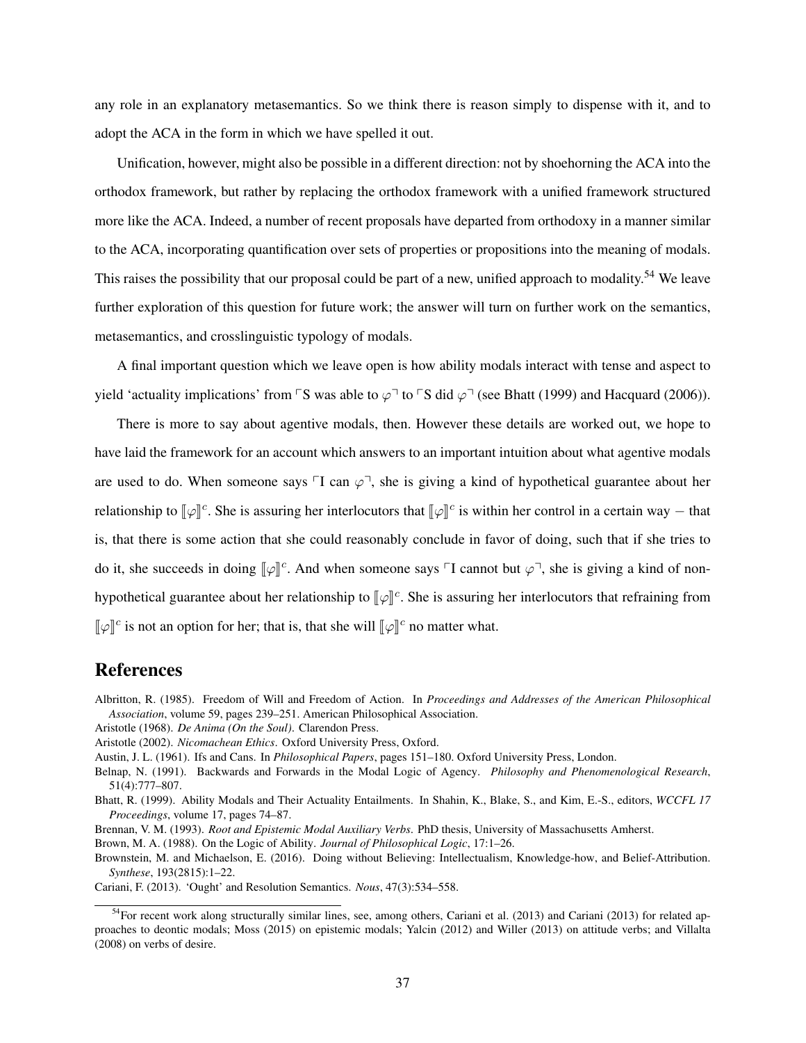any role in an explanatory metasemantics. So we think there is reason simply to dispense with it, and to adopt the ACA in the form in which we have spelled it out.

Unification, however, might also be possible in a different direction: not by shoehorning the ACA into the orthodox framework, but rather by replacing the orthodox framework with a unified framework structured more like the ACA. Indeed, a number of recent proposals have departed from orthodoxy in a manner similar to the ACA, incorporating quantification over sets of properties or propositions into the meaning of modals. This raises the possibility that our proposal could be part of a new, unified approach to modality.[54] We leave further exploration of this question for future work; the answer will turn on further work on the semantics, metasemantics, and crosslinguistic typology of modals.

A final important question which we leave open is how ability modals interact with tense and aspect to yield 'actuality implications' from ⌜S was able to $\varphi$⌝ to ⌜S did $\varphi$⌝ (see Bhatt (1999) and Hacquard (2006)).

There is more to say about agentive modals, then. However these details are worked out, we hope to have laid the framework for an account which answers to an important intuition about what agentive modals are used to do. When someone says ⌜I can $\varphi$⌝, she is giving a kind of hypothetical guarantee about her relationship to $[\![\varphi]\!]^c$. She is assuring her interlocutors that $[\![\varphi]\!]^c$ is within her control in a certain way – that is, that there is some action that she could reasonably conclude in favor of doing, such that if she tries to do it, she succeeds in doing $[\![\varphi]\!]^c$. And when someone says ⌜I cannot but $\varphi$⌝, she is giving a kind of non-hypothetical guarantee about her relationship to $[\![\varphi]\!]^c$. She is assuring her interlocutors that refraining from $[\![\varphi]\!]^c$ is not an option for her; that is, that she will $[\![\varphi]\!]^c$ no matter what.

## References

Albritton, R. (1985). Freedom of Will and Freedom of Action. In *Proceedings and Addresses of the American Philosophical Association*, volume 59, pages 239–251. American Philosophical Association.

Aristotle (1968). *De Anima (On the Soul)*. Clarendon Press.

Aristotle (2002). *Nicomachean Ethics*. Oxford University Press, Oxford.

Austin, J. L. (1961). Ifs and Cans. In *Philosophical Papers*, pages 151–180. Oxford University Press, London.

Belnap, N. (1991). Backwards and Forwards in the Modal Logic of Agency. *Philosophy and Phenomenological Research*, 51(4):777–807.

Bhatt, R. (1999). Ability Modals and Their Actuality Entailments. In Shahin, K., Blake, S., and Kim, E.-S., editors, *WCCFL 17 Proceedings*, volume 17, pages 74–87.

Brennan, V. M. (1993). *Root and Epistemic Modal Auxiliary Verbs*. PhD thesis, University of Massachusetts Amherst.

Brown, M. A. (1988). On the Logic of Ability. *Journal of Philosophical Logic*, 17:1–26.

Brownstein, M. and Michaelson, E. (2016). Doing without Believing: Intellectualism, Knowledge-how, and Belief-Attribution. *Synthese*, 193(2815):1–22.

Cariani, F. (2013). 'Ought' and Resolution Semantics. *Nous*, 47(3):534–558.

[54] For recent work along structurally similar lines, see, among others, Cariani et al. (2013) and Cariani (2013) for related approaches to deontic modals; Moss (2015) on epistemic modals; Yalcin (2012) and Willer (2013) on attitude verbs; and Villalta (2008) on verbs of desire.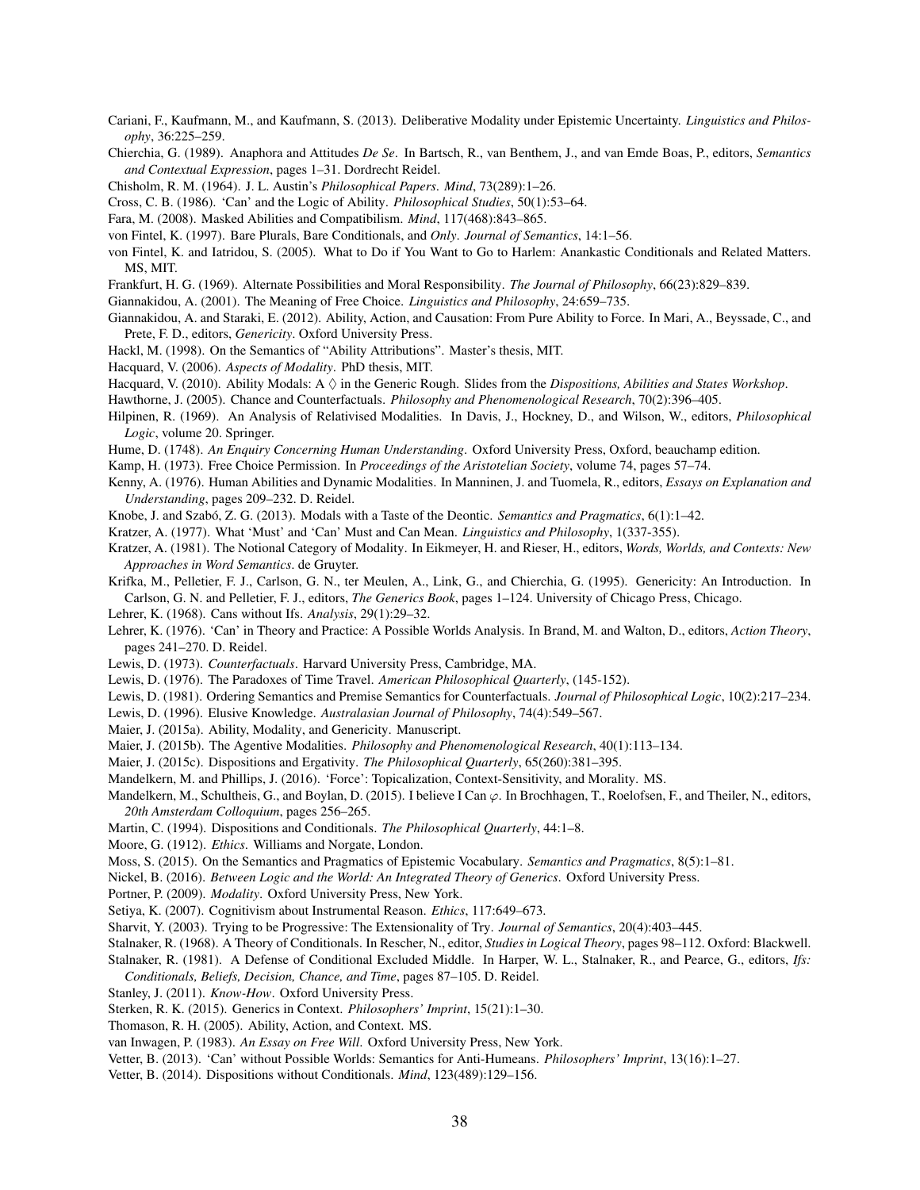Cariani, F., Kaufmann, M., and Kaufmann, S. (2013). Deliberative Modality under Epistemic Uncertainty. *Linguistics and Philosophy*, 36:225–259.

Chierchia, G. (1989). Anaphora and Attitudes *De Se*. In Bartsch, R., van Benthem, J., and van Emde Boas, P., editors, *Semantics and Contextual Expression*, pages 1–31. Dordrecht Reidel.

Chisholm, R. M. (1964). J. L. Austin's *Philosophical Papers*. *Mind*, 73(289):1–26.

Cross, C. B. (1986). 'Can' and the Logic of Ability. *Philosophical Studies*, 50(1):53–64.

Fara, M. (2008). Masked Abilities and Compatibilism. *Mind*, 117(468):843–865.

von Fintel, K. (1997). Bare Plurals, Bare Conditionals, and *Only*. *Journal of Semantics*, 14:1–56.

von Fintel, K. and Iatridou, S. (2005). What to Do if You Want to Go to Harlem: Anankastic Conditionals and Related Matters. MS, MIT.

Frankfurt, H. G. (1969). Alternate Possibilities and Moral Responsibility. *The Journal of Philosophy*, 66(23):829–839.

Giannakidou, A. (2001). The Meaning of Free Choice. *Linguistics and Philosophy*, 24:659–735.

Giannakidou, A. and Staraki, E. (2012). Ability, Action, and Causation: From Pure Ability to Force. In Mari, A., Beyssade, C., and Prete, F. D., editors, *Genericity*. Oxford University Press.

Hackl, M. (1998). On the Semantics of "Ability Attributions". Master's thesis, MIT.

Hacquard, V. (2006). *Aspects of Modality*. PhD thesis, MIT.

Hacquard, V. (2010). Ability Modals: A $\Diamond$ in the Generic Rough. Slides from the *Dispositions, Abilities and States Workshop*.

Hawthorne, J. (2005). Chance and Counterfactuals. *Philosophy and Phenomenological Research*, 70(2):396–405.

Hilpinen, R. (1969). An Analysis of Relativised Modalities. In Davis, J., Hockney, D., and Wilson, W., editors, *Philosophical Logic*, volume 20. Springer.

Hume, D. (1748). *An Enquiry Concerning Human Understanding*. Oxford University Press, Oxford, beauchamp edition.

Kamp, H. (1973). Free Choice Permission. In *Proceedings of the Aristotelian Society*, volume 74, pages 57–74.

Kenny, A. (1976). Human Abilities and Dynamic Modalities. In Manninen, J. and Tuomela, R., editors, *Essays on Explanation and Understanding*, pages 209–232. D. Reidel.

Knobe, J. and Szabó, Z. G. (2013). Modals with a Taste of the Deontic. *Semantics and Pragmatics*, 6(1):1–42.

Kratzer, A. (1977). What 'Must' and 'Can' Must and Can Mean. *Linguistics and Philosophy*, 1(337-355).

Kratzer, A. (1981). The Notional Category of Modality. In Eikmeyer, H. and Rieser, H., editors, *Words, Worlds, and Contexts: New Approaches in Word Semantics*. de Gruyter.

Krifka, M., Pelletier, F. J., Carlson, G. N., ter Meulen, A., Link, G., and Chierchia, G. (1995). Genericity: An Introduction. In Carlson, G. N. and Pelletier, F. J., editors, *The Generics Book*, pages 1–124. University of Chicago Press, Chicago.

Lehrer, K. (1968). Cans without Ifs. *Analysis*, 29(1):29–32.

Lehrer, K. (1976). 'Can' in Theory and Practice: A Possible Worlds Analysis. In Brand, M. and Walton, D., editors, *Action Theory*, pages 241–270. D. Reidel.

Lewis, D. (1973). *Counterfactuals*. Harvard University Press, Cambridge, MA.

Lewis, D. (1976). The Paradoxes of Time Travel. *American Philosophical Quarterly*, (145-152).

Lewis, D. (1981). Ordering Semantics and Premise Semantics for Counterfactuals. *Journal of Philosophical Logic*, 10(2):217–234.

Lewis, D. (1996). Elusive Knowledge. *Australasian Journal of Philosophy*, 74(4):549–567.

Maier, J. (2015a). Ability, Modality, and Genericity. Manuscript.

Maier, J. (2015b). The Agentive Modalities. *Philosophy and Phenomenological Research*, 40(1):113–134.

Maier, J. (2015c). Dispositions and Ergativity. *The Philosophical Quarterly*, 65(260):381–395.

Mandelkern, M. and Phillips, J. (2016). 'Force': Topicalization, Context-Sensitivity, and Morality. MS.

Mandelkern, M., Schultheis, G., and Boylan, D. (2015). I believe I Can $\varphi$. In Brochhagen, T., Roelofsen, F., and Theiler, N., editors, *20th Amsterdam Colloquium*, pages 256–265.

Martin, C. (1994). Dispositions and Conditionals. *The Philosophical Quarterly*, 44:1–8.

Moore, G. (1912). *Ethics*. Williams and Norgate, London.

Moss, S. (2015). On the Semantics and Pragmatics of Epistemic Vocabulary. *Semantics and Pragmatics*, 8(5):1–81.

Nickel, B. (2016). *Between Logic and the World: An Integrated Theory of Generics*. Oxford University Press.

Portner, P. (2009). *Modality*. Oxford University Press, New York.

Setiya, K. (2007). Cognitivism about Instrumental Reason. *Ethics*, 117:649–673.

Sharvit, Y. (2003). Trying to be Progressive: The Extensionality of Try. *Journal of Semantics*, 20(4):403–445.

Stalnaker, R. (1968). A Theory of Conditionals. In Rescher, N., editor, *Studies in Logical Theory*, pages 98–112. Oxford: Blackwell.

Stalnaker, R. (1981). A Defense of Conditional Excluded Middle. In Harper, W. L., Stalnaker, R., and Pearce, G., editors, *Ifs: Conditionals, Beliefs, Decision, Chance, and Time*, pages 87–105. D. Reidel.

Stanley, J. (2011). *Know-How*. Oxford University Press.

Sterken, R. K. (2015). Generics in Context. *Philosophers' Imprint*, 15(21):1–30.

Thomason, R. H. (2005). Ability, Action, and Context. MS.

van Inwagen, P. (1983). *An Essay on Free Will*. Oxford University Press, New York.

Vetter, B. (2013). 'Can' without Possible Worlds: Semantics for Anti-Humeans. *Philosophers' Imprint*, 13(16):1–27.

Vetter, B. (2014). Dispositions without Conditionals. *Mind*, 123(489):129–156.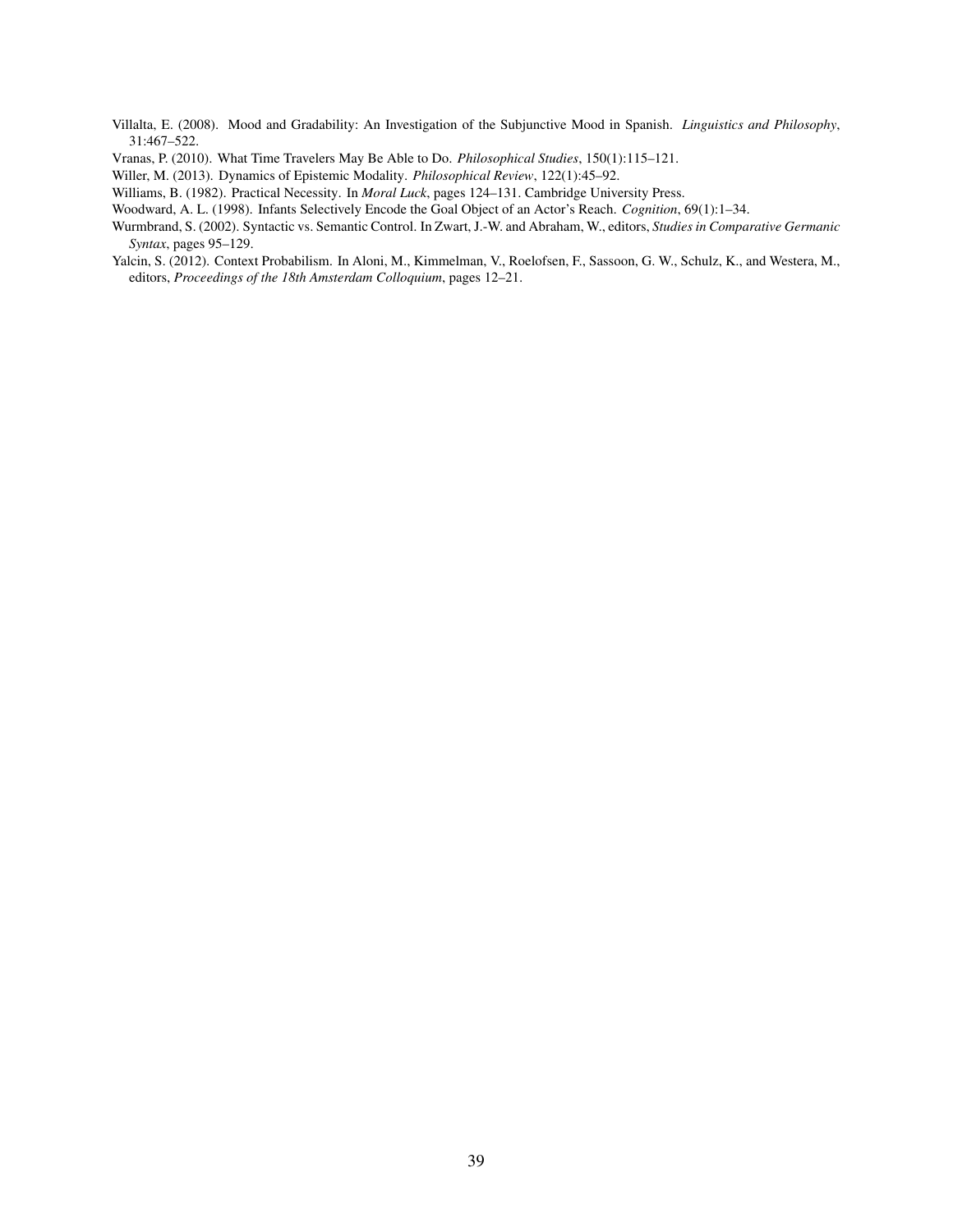Villalta, E. (2008). Mood and Gradability: An Investigation of the Subjunctive Mood in Spanish. *Linguistics and Philosophy*, 31:467–522.

Vranas, P. (2010). What Time Travelers May Be Able to Do. *Philosophical Studies*, 150(1):115–121.

Willer, M. (2013). Dynamics of Epistemic Modality. *Philosophical Review*, 122(1):45–92.

Williams, B. (1982). Practical Necessity. In *Moral Luck*, pages 124–131. Cambridge University Press.

Woodward, A. L. (1998). Infants Selectively Encode the Goal Object of an Actor's Reach. *Cognition*, 69(1):1–34.

Wurmbrand, S. (2002). Syntactic vs. Semantic Control. In Zwart, J.-W. and Abraham, W., editors, *Studies in Comparative Germanic Syntax*, pages 95–129.

Yalcin, S. (2012). Context Probabilism. In Aloni, M., Kimmelman, V., Roelofsen, F., Sassoon, G. W., Schulz, K., and Westera, M., editors, *Proceedings of the 18th Amsterdam Colloquium*, pages 12–21.